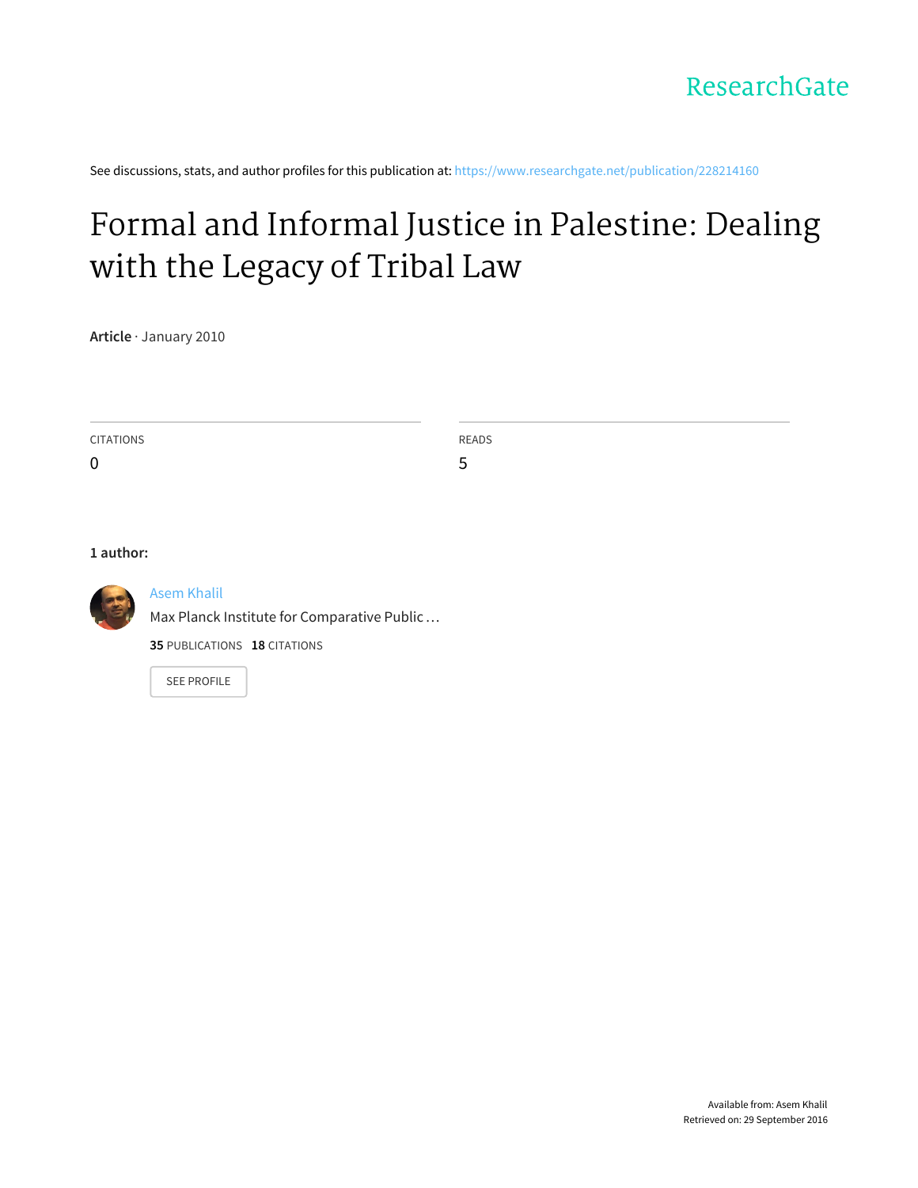ResearchGate

See discussions, stats, and author profiles for this publication at: https://www.researchgate.net/publication/228214160

# Formal and Informal Justice in Palestine: Dealing with the Legacy of Tribal Law

**Article** · January 2010

CITATIONS
0

READS
5

**1 author:**

Asem Khalil
Max Planck Institute for Comparative Public …

**35** PUBLICATIONS **18** CITATIONS

SEE PROFILE

Available from: Asem Khalil
Retrieved on: 29 September 2016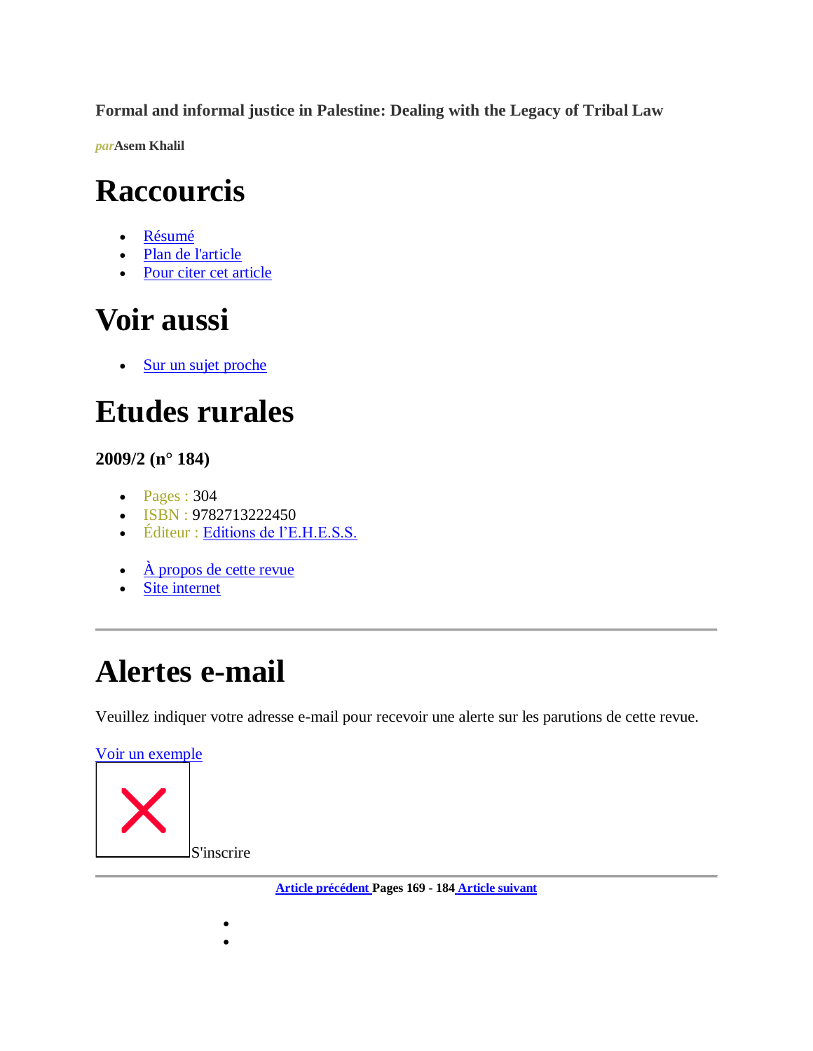**Formal and informal justice in Palestine: Dealing with the Legacy of Tribal Law**

***par*** **Asem Khalil**

# Raccourcis

- Résumé
- Plan de l'article
- Pour citer cet article

# Voir aussi

- Sur un sujet proche

# Etudes rurales

### 2009/2 (n° 184)

- Pages : 304
- ISBN : 9782713222450
- Éditeur : Editions de l'E.H.E.S.S.

- À propos de cette revue
- Site internet

---

# Alertes e-mail

Veuillez indiquer votre adresse e-mail pour recevoir une alerte sur les parutions de cette revue.

Voir un exemple

S'inscrire

---

**Article précédent Pages 169 - 184 Article suivant**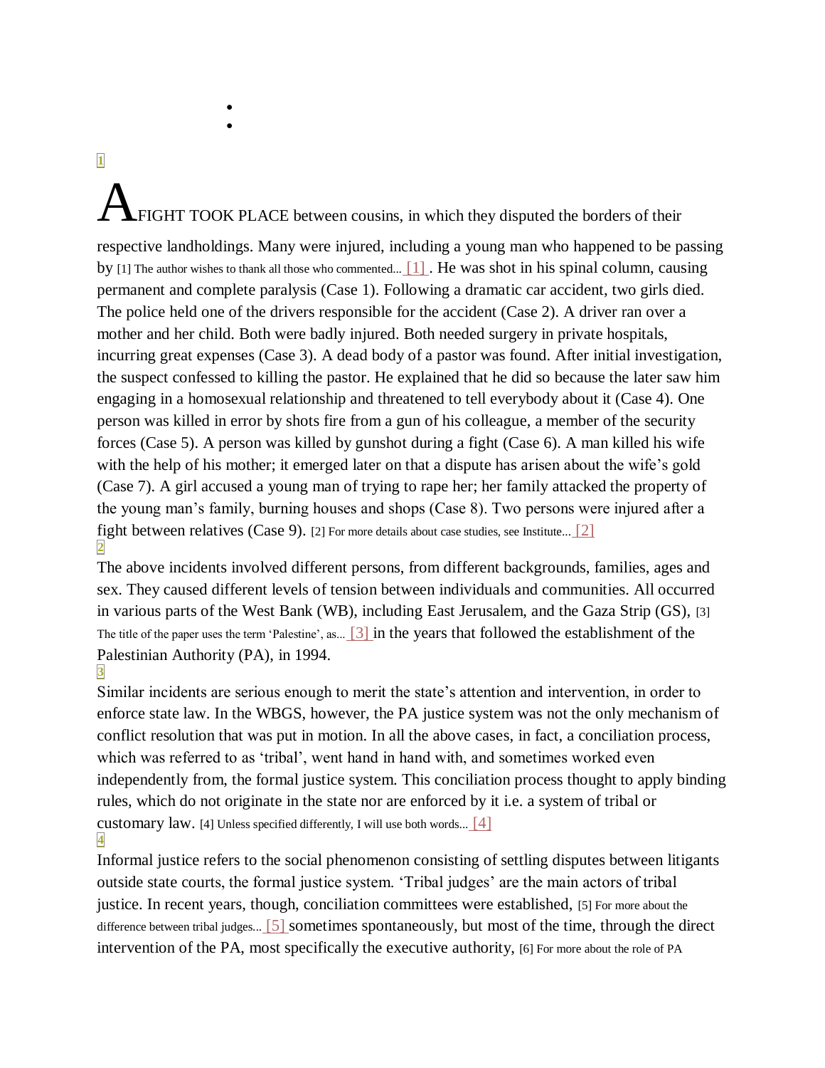1

A FIGHT TOOK PLACE between cousins, in which they disputed the borders of their respective landholdings. Many were injured, including a young man who happened to be passing by [1] The author wishes to thank all those who commented... [1] . He was shot in his spinal column, causing permanent and complete paralysis (Case 1). Following a dramatic car accident, two girls died. The police held one of the drivers responsible for the accident (Case 2). A driver ran over a mother and her child. Both were badly injured. Both needed surgery in private hospitals, incurring great expenses (Case 3). A dead body of a pastor was found. After initial investigation, the suspect confessed to killing the pastor. He explained that he did so because the later saw him engaging in a homosexual relationship and threatened to tell everybody about it (Case 4). One person was killed in error by shots fire from a gun of his colleague, a member of the security forces (Case 5). A person was killed by gunshot during a fight (Case 6). A man killed his wife with the help of his mother; it emerged later on that a dispute has arisen about the wife's gold (Case 7). A girl accused a young man of trying to rape her; her family attacked the property of the young man's family, burning houses and shops (Case 8). Two persons were injured after a fight between relatives (Case 9). [2] For more details about case studies, see Institute... [2]

2

The above incidents involved different persons, from different backgrounds, families, ages and sex. They caused different levels of tension between individuals and communities. All occurred in various parts of the West Bank (WB), including East Jerusalem, and the Gaza Strip (GS), [3] The title of the paper uses the term 'Palestine', as... [3] in the years that followed the establishment of the Palestinian Authority (PA), in 1994.

3

Similar incidents are serious enough to merit the state's attention and intervention, in order to enforce state law. In the WBGS, however, the PA justice system was not the only mechanism of conflict resolution that was put in motion. In all the above cases, in fact, a conciliation process, which was referred to as 'tribal', went hand in hand with, and sometimes worked even independently from, the formal justice system. This conciliation process thought to apply binding rules, which do not originate in the state nor are enforced by it i.e. a system of tribal or customary law. [4] Unless specified differently, I will use both words... [4]

4

Informal justice refers to the social phenomenon consisting of settling disputes between litigants outside state courts, the formal justice system. 'Tribal judges' are the main actors of tribal justice. In recent years, though, conciliation committees were established, [5] For more about the difference between tribal judges... [5] sometimes spontaneously, but most of the time, through the direct intervention of the PA, most specifically the executive authority, [6] For more about the role of PA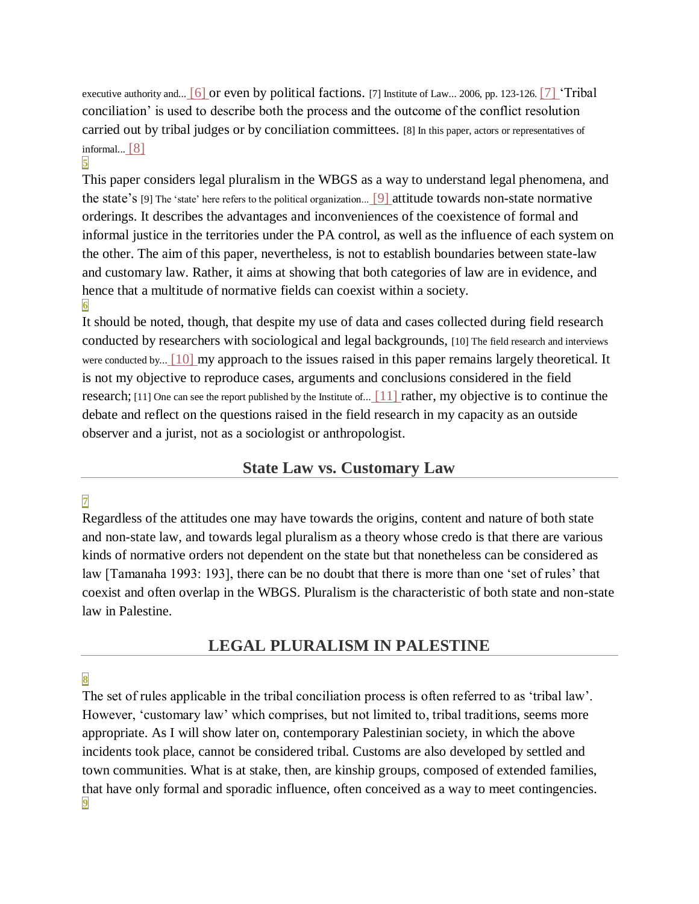executive authority and... [6] or even by political factions. [7] Institute of Law... 2006, pp. 123-126. [7] 'Tribal conciliation' is used to describe both the process and the outcome of the conflict resolution carried out by tribal judges or by conciliation committees. [8] In this paper, actors or representatives of informal... [8]

5

This paper considers legal pluralism in the WBGS as a way to understand legal phenomena, and the state's [9] The 'state' here refers to the political organization... [9] attitude towards non-state normative orderings. It describes the advantages and inconveniences of the coexistence of formal and informal justice in the territories under the PA control, as well as the influence of each system on the other. The aim of this paper, nevertheless, is not to establish boundaries between state-law and customary law. Rather, it aims at showing that both categories of law are in evidence, and hence that a multitude of normative fields can coexist within a society.

6

It should be noted, though, that despite my use of data and cases collected during field research conducted by researchers with sociological and legal backgrounds, [10] The field research and interviews were conducted by... [10] my approach to the issues raised in this paper remains largely theoretical. It is not my objective to reproduce cases, arguments and conclusions considered in the field research; [11] One can see the report published by the Institute of... [11] rather, my objective is to continue the debate and reflect on the questions raised in the field research in my capacity as an outside observer and a jurist, not as a sociologist or anthropologist.

## State Law vs. Customary Law

7

Regardless of the attitudes one may have towards the origins, content and nature of both state and non-state law, and towards legal pluralism as a theory whose credo is that there are various kinds of normative orders not dependent on the state but that nonetheless can be considered as law [Tamanaha 1993: 193], there can be no doubt that there is more than one 'set of rules' that coexist and often overlap in the WBGS. Pluralism is the characteristic of both state and non-state law in Palestine.

## LEGAL PLURALISM IN PALESTINE

8

The set of rules applicable in the tribal conciliation process is often referred to as 'tribal law'. However, 'customary law' which comprises, but not limited to, tribal traditions, seems more appropriate. As I will show later on, contemporary Palestinian society, in which the above incidents took place, cannot be considered tribal. Customs are also developed by settled and town communities. What is at stake, then, are kinship groups, composed of extended families, that have only formal and sporadic influence, often conceived as a way to meet contingencies.

9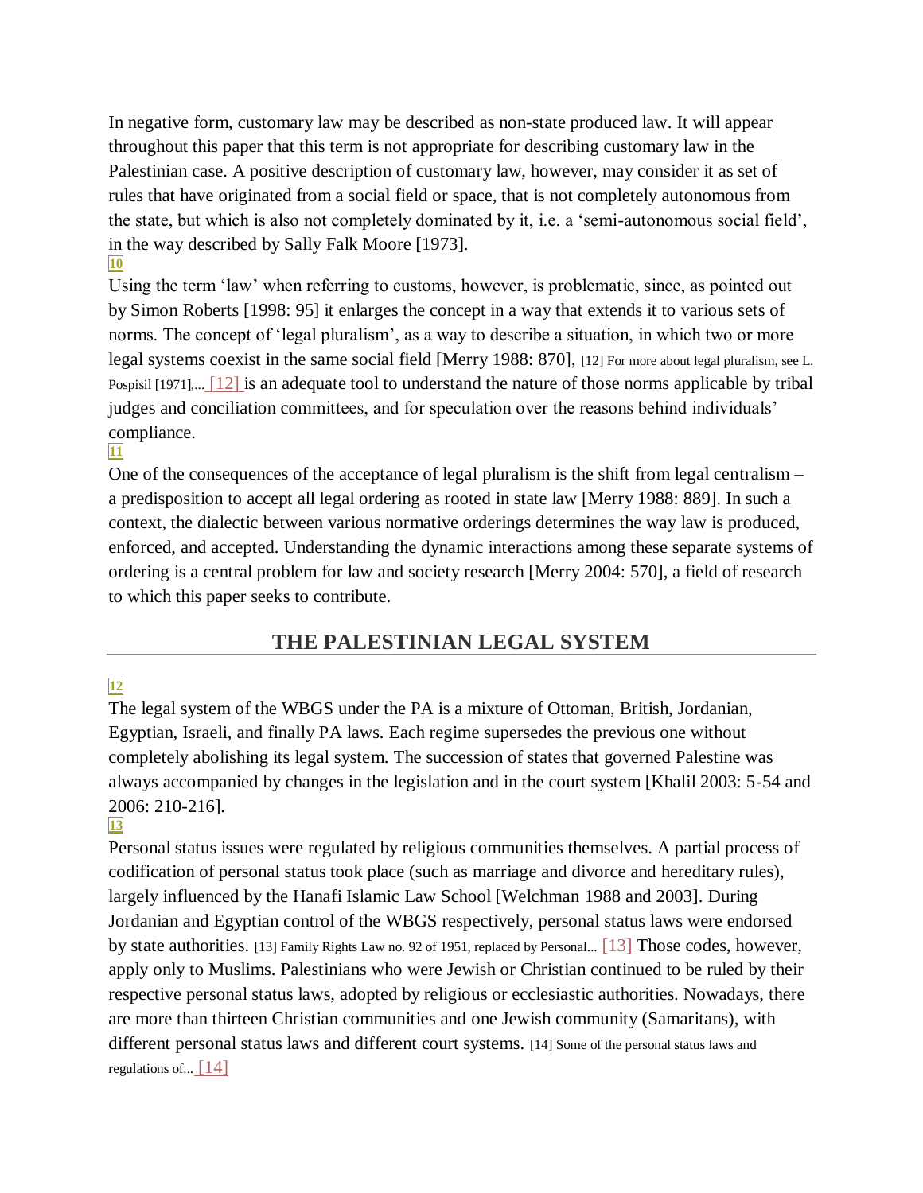In negative form, customary law may be described as non-state produced law. It will appear throughout this paper that this term is not appropriate for describing customary law in the Palestinian case. A positive description of customary law, however, may consider it as set of rules that have originated from a social field or space, that is not completely autonomous from the state, but which is also not completely dominated by it, i.e. a 'semi-autonomous social field', in the way described by Sally Falk Moore [1973].

10

Using the term 'law' when referring to customs, however, is problematic, since, as pointed out by Simon Roberts [1998: 95] it enlarges the concept in a way that extends it to various sets of norms. The concept of 'legal pluralism', as a way to describe a situation, in which two or more legal systems coexist in the same social field [Merry 1988: 870], [12] For more about legal pluralism, see L. Pospisil [1971],... [12] is an adequate tool to understand the nature of those norms applicable by tribal judges and conciliation committees, and for speculation over the reasons behind individuals' compliance.

11

One of the consequences of the acceptance of legal pluralism is the shift from legal centralism – a predisposition to accept all legal ordering as rooted in state law [Merry 1988: 889]. In such a context, the dialectic between various normative orderings determines the way law is produced, enforced, and accepted. Understanding the dynamic interactions among these separate systems of ordering is a central problem for law and society research [Merry 2004: 570], a field of research to which this paper seeks to contribute.

## THE PALESTINIAN LEGAL SYSTEM

12

The legal system of the WBGS under the PA is a mixture of Ottoman, British, Jordanian, Egyptian, Israeli, and finally PA laws. Each regime supersedes the previous one without completely abolishing its legal system. The succession of states that governed Palestine was always accompanied by changes in the legislation and in the court system [Khalil 2003: 5-54 and 2006: 210-216].

13

Personal status issues were regulated by religious communities themselves. A partial process of codification of personal status took place (such as marriage and divorce and hereditary rules), largely influenced by the Hanafi Islamic Law School [Welchman 1988 and 2003]. During Jordanian and Egyptian control of the WBGS respectively, personal status laws were endorsed by state authorities. [13] Family Rights Law no. 92 of 1951, replaced by Personal... [13] Those codes, however, apply only to Muslims. Palestinians who were Jewish or Christian continued to be ruled by their respective personal status laws, adopted by religious or ecclesiastic authorities. Nowadays, there are more than thirteen Christian communities and one Jewish community (Samaritans), with different personal status laws and different court systems. [14] Some of the personal status laws and regulations of... [14]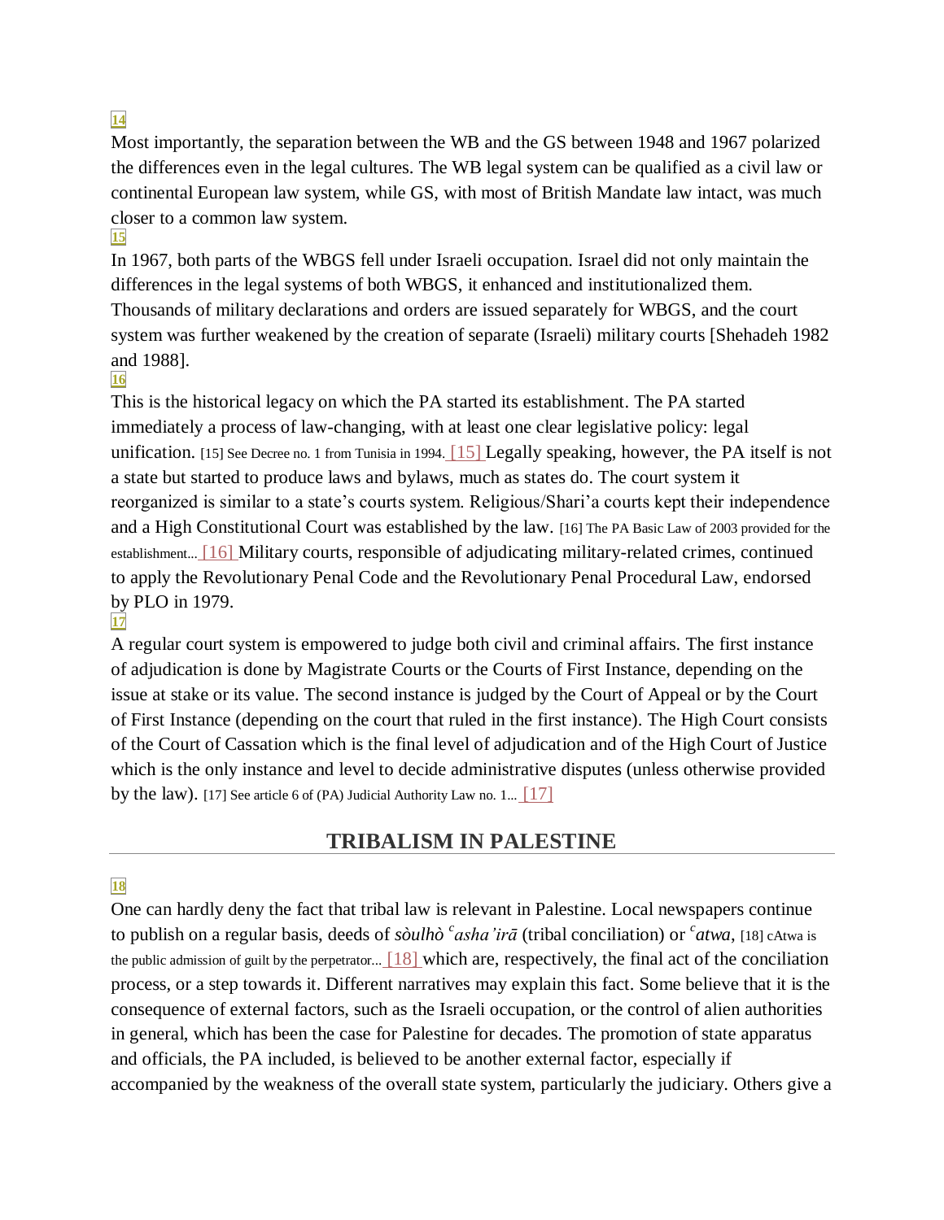14

Most importantly, the separation between the WB and the GS between 1948 and 1967 polarized the differences even in the legal cultures. The WB legal system can be qualified as a civil law or continental European law system, while GS, with most of British Mandate law intact, was much closer to a common law system.

15

In 1967, both parts of the WBGS fell under Israeli occupation. Israel did not only maintain the differences in the legal systems of both WBGS, it enhanced and institutionalized them. Thousands of military declarations and orders are issued separately for WBGS, and the court system was further weakened by the creation of separate (Israeli) military courts [Shehadeh 1982 and 1988].

16

This is the historical legacy on which the PA started its establishment. The PA started immediately a process of law-changing, with at least one clear legislative policy: legal unification. [15] See Decree no. 1 from Tunisia in 1994. [15] Legally speaking, however, the PA itself is not a state but started to produce laws and bylaws, much as states do. The court system it reorganized is similar to a state's courts system. Religious/Shari'a courts kept their independence and a High Constitutional Court was established by the law. [16] The PA Basic Law of 2003 provided for the establishment... [16] Military courts, responsible of adjudicating military-related crimes, continued to apply the Revolutionary Penal Code and the Revolutionary Penal Procedural Law, endorsed by PLO in 1979.

17

A regular court system is empowered to judge both civil and criminal affairs. The first instance of adjudication is done by Magistrate Courts or the Courts of First Instance, depending on the issue at stake or its value. The second instance is judged by the Court of Appeal or by the Court of First Instance (depending on the court that ruled in the first instance). The High Court consists of the Court of Cassation which is the final level of adjudication and of the High Court of Justice which is the only instance and level to decide administrative disputes (unless otherwise provided by the law). [17] See article 6 of (PA) Judicial Authority Law no. 1... [17]

## TRIBALISM IN PALESTINE

18

One can hardly deny the fact that tribal law is relevant in Palestine. Local newspapers continue to publish on a regular basis, deeds of *sòulhò ᶜasha'irā* (tribal conciliation) or *ᶜatwa*, [18] cAtwa is the public admission of guilt by the perpetrator... [18] which are, respectively, the final act of the conciliation process, or a step towards it. Different narratives may explain this fact. Some believe that it is the consequence of external factors, such as the Israeli occupation, or the control of alien authorities in general, which has been the case for Palestine for decades. The promotion of state apparatus and officials, the PA included, is believed to be another external factor, especially if accompanied by the weakness of the overall state system, particularly the judiciary. Others give a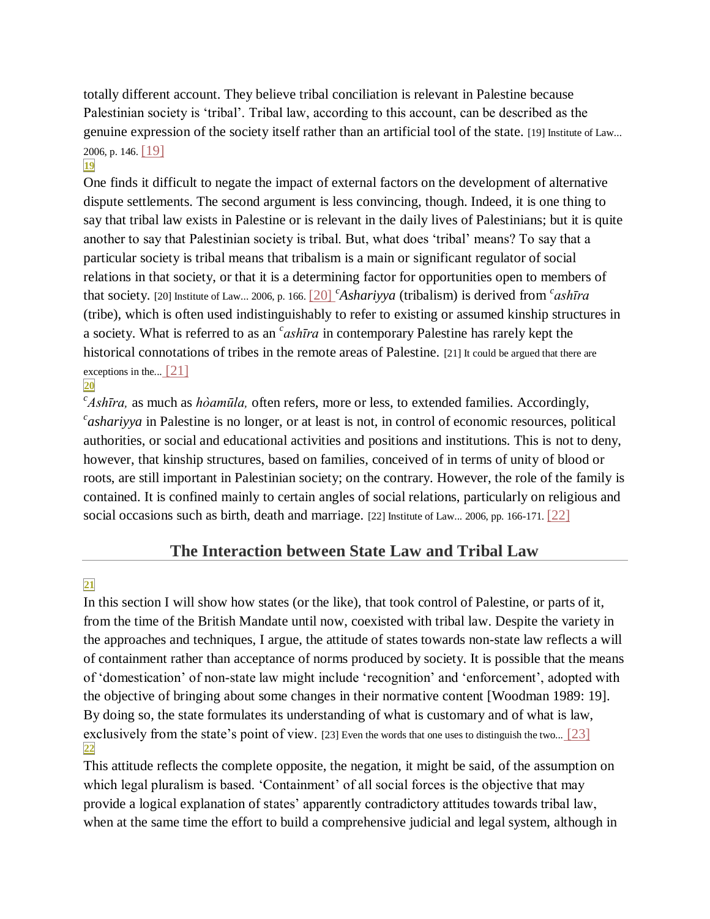totally different account. They believe tribal conciliation is relevant in Palestine because Palestinian society is 'tribal'. Tribal law, according to this account, can be described as the genuine expression of the society itself rather than an artificial tool of the state. [19] Institute of Law... 2006, p. 146. [19]

19

One finds it difficult to negate the impact of external factors on the development of alternative dispute settlements. The second argument is less convincing, though. Indeed, it is one thing to say that tribal law exists in Palestine or is relevant in the daily lives of Palestinians; but it is quite another to say that Palestinian society is tribal. But, what does 'tribal' means? To say that a particular society is tribal means that tribalism is a main or significant regulator of social relations in that society, or that it is a determining factor for opportunities open to members of that society. [20] Institute of Law... 2006, p. 166. [20] *ᶜAshariyya* (tribalism) is derived from *ᶜashīra* (tribe), which is often used indistinguishably to refer to existing or assumed kinship structures in a society. What is referred to as an *ᶜashīra* in contemporary Palestine has rarely kept the historical connotations of tribes in the remote areas of Palestine. [21] It could be argued that there are exceptions in the... [21]

20

*ᶜAshīra,* as much as *ḥòamūla,* often refers, more or less, to extended families. Accordingly, *ᶜashariyya* in Palestine is no longer, or at least is not, in control of economic resources, political authorities, or social and educational activities and positions and institutions. This is not to deny, however, that kinship structures, based on families, conceived of in terms of unity of blood or roots, are still important in Palestinian society; on the contrary. However, the role of the family is contained. It is confined mainly to certain angles of social relations, particularly on religious and social occasions such as birth, death and marriage. [22] Institute of Law... 2006, pp. 166-171. [22]

## The Interaction between State Law and Tribal Law

21

In this section I will show how states (or the like), that took control of Palestine, or parts of it, from the time of the British Mandate until now, coexisted with tribal law. Despite the variety in the approaches and techniques, I argue, the attitude of states towards non-state law reflects a will of containment rather than acceptance of norms produced by society. It is possible that the means of 'domestication' of non-state law might include 'recognition' and 'enforcement', adopted with the objective of bringing about some changes in their normative content [Woodman 1989: 19]. By doing so, the state formulates its understanding of what is customary and of what is law, exclusively from the state's point of view. [23] Even the words that one uses to distinguish the two... [23]

22

This attitude reflects the complete opposite, the negation, it might be said, of the assumption on which legal pluralism is based. 'Containment' of all social forces is the objective that may provide a logical explanation of states' apparently contradictory attitudes towards tribal law, when at the same time the effort to build a comprehensive judicial and legal system, although in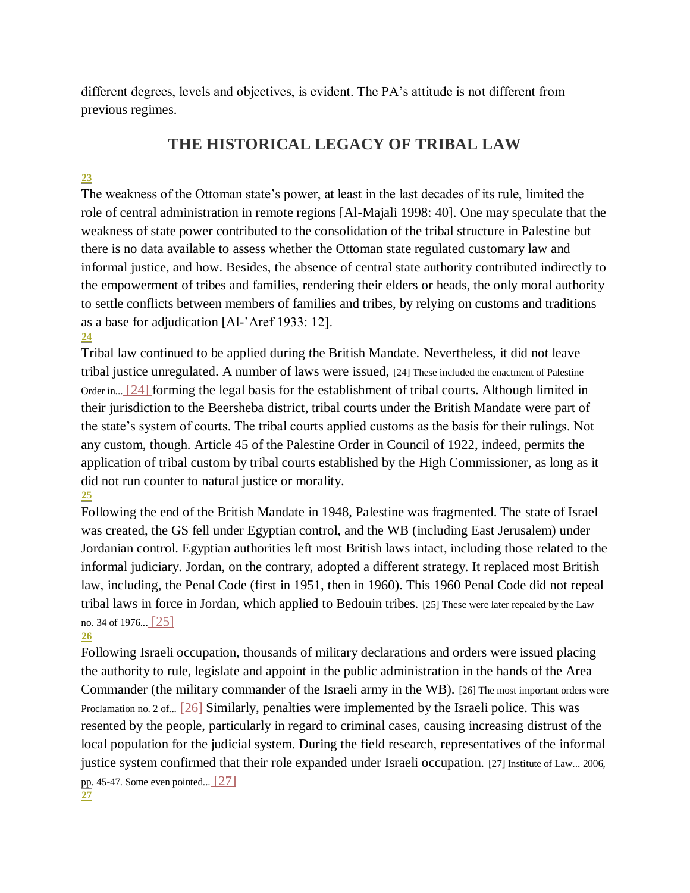different degrees, levels and objectives, is evident. The PA's attitude is not different from previous regimes.

## THE HISTORICAL LEGACY OF TRIBAL LAW

23

The weakness of the Ottoman state's power, at least in the last decades of its rule, limited the role of central administration in remote regions [Al-Majali 1998: 40]. One may speculate that the weakness of state power contributed to the consolidation of the tribal structure in Palestine but there is no data available to assess whether the Ottoman state regulated customary law and informal justice, and how. Besides, the absence of central state authority contributed indirectly to the empowerment of tribes and families, rendering their elders or heads, the only moral authority to settle conflicts between members of families and tribes, by relying on customs and traditions as a base for adjudication [Al-'Aref 1933: 12].

24

Tribal law continued to be applied during the British Mandate. Nevertheless, it did not leave tribal justice unregulated. A number of laws were issued, [24] These included the enactment of Palestine Order in... [24] forming the legal basis for the establishment of tribal courts. Although limited in their jurisdiction to the Beersheba district, tribal courts under the British Mandate were part of the state's system of courts. The tribal courts applied customs as the basis for their rulings. Not any custom, though. Article 45 of the Palestine Order in Council of 1922, indeed, permits the application of tribal custom by tribal courts established by the High Commissioner, as long as it did not run counter to natural justice or morality.

25

Following the end of the British Mandate in 1948, Palestine was fragmented. The state of Israel was created, the GS fell under Egyptian control, and the WB (including East Jerusalem) under Jordanian control. Egyptian authorities left most British laws intact, including those related to the informal judiciary. Jordan, on the contrary, adopted a different strategy. It replaced most British law, including, the Penal Code (first in 1951, then in 1960). This 1960 Penal Code did not repeal tribal laws in force in Jordan, which applied to Bedouin tribes. [25] These were later repealed by the Law no. 34 of 1976... [25]

26

Following Israeli occupation, thousands of military declarations and orders were issued placing the authority to rule, legislate and appoint in the public administration in the hands of the Area Commander (the military commander of the Israeli army in the WB). [26] The most important orders were Proclamation no. 2 of... [26] Similarly, penalties were implemented by the Israeli police. This was resented by the people, particularly in regard to criminal cases, causing increasing distrust of the local population for the judicial system. During the field research, representatives of the informal justice system confirmed that their role expanded under Israeli occupation. [27] Institute of Law... 2006, pp. 45-47. Some even pointed... [27]

27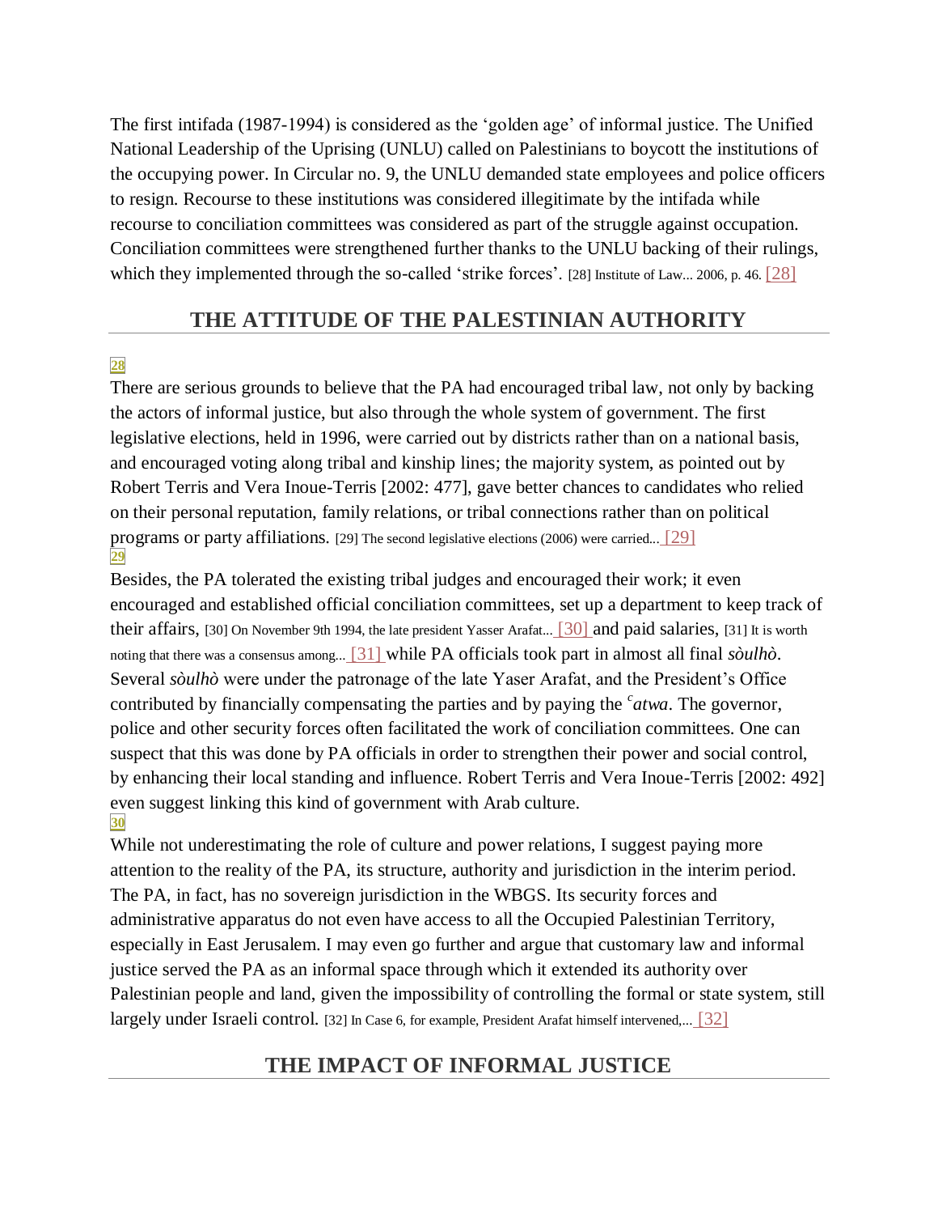The first intifada (1987-1994) is considered as the 'golden age' of informal justice. The Unified National Leadership of the Uprising (UNLU) called on Palestinians to boycott the institutions of the occupying power. In Circular no. 9, the UNLU demanded state employees and police officers to resign. Recourse to these institutions was considered illegitimate by the intifada while recourse to conciliation committees was considered as part of the struggle against occupation. Conciliation committees were strengthened further thanks to the UNLU backing of their rulings, which they implemented through the so-called 'strike forces'. [28] Institute of Law... 2006, p. 46. [28]

## THE ATTITUDE OF THE PALESTINIAN AUTHORITY

28

There are serious grounds to believe that the PA had encouraged tribal law, not only by backing the actors of informal justice, but also through the whole system of government. The first legislative elections, held in 1996, were carried out by districts rather than on a national basis, and encouraged voting along tribal and kinship lines; the majority system, as pointed out by Robert Terris and Vera Inoue-Terris [2002: 477], gave better chances to candidates who relied on their personal reputation, family relations, or tribal connections rather than on political programs or party affiliations. [29] The second legislative elections (2006) were carried... [29]

29

Besides, the PA tolerated the existing tribal judges and encouraged their work; it even encouraged and established official conciliation committees, set up a department to keep track of their affairs, [30] On November 9th 1994, the late president Yasser Arafat... [30] and paid salaries, [31] It is worth noting that there was a consensus among... [31] while PA officials took part in almost all final *sòulhò*. Several *sòulhò* were under the patronage of the late Yaser Arafat, and the President's Office contributed by financially compensating the parties and by paying the *ᶜatwa*. The governor, police and other security forces often facilitated the work of conciliation committees. One can suspect that this was done by PA officials in order to strengthen their power and social control, by enhancing their local standing and influence. Robert Terris and Vera Inoue-Terris [2002: 492] even suggest linking this kind of government with Arab culture.

30

While not underestimating the role of culture and power relations, I suggest paying more attention to the reality of the PA, its structure, authority and jurisdiction in the interim period. The PA, in fact, has no sovereign jurisdiction in the WBGS. Its security forces and administrative apparatus do not even have access to all the Occupied Palestinian Territory, especially in East Jerusalem. I may even go further and argue that customary law and informal justice served the PA as an informal space through which it extended its authority over Palestinian people and land, given the impossibility of controlling the formal or state system, still largely under Israeli control. [32] In Case 6, for example, President Arafat himself intervened,... [32]

## THE IMPACT OF INFORMAL JUSTICE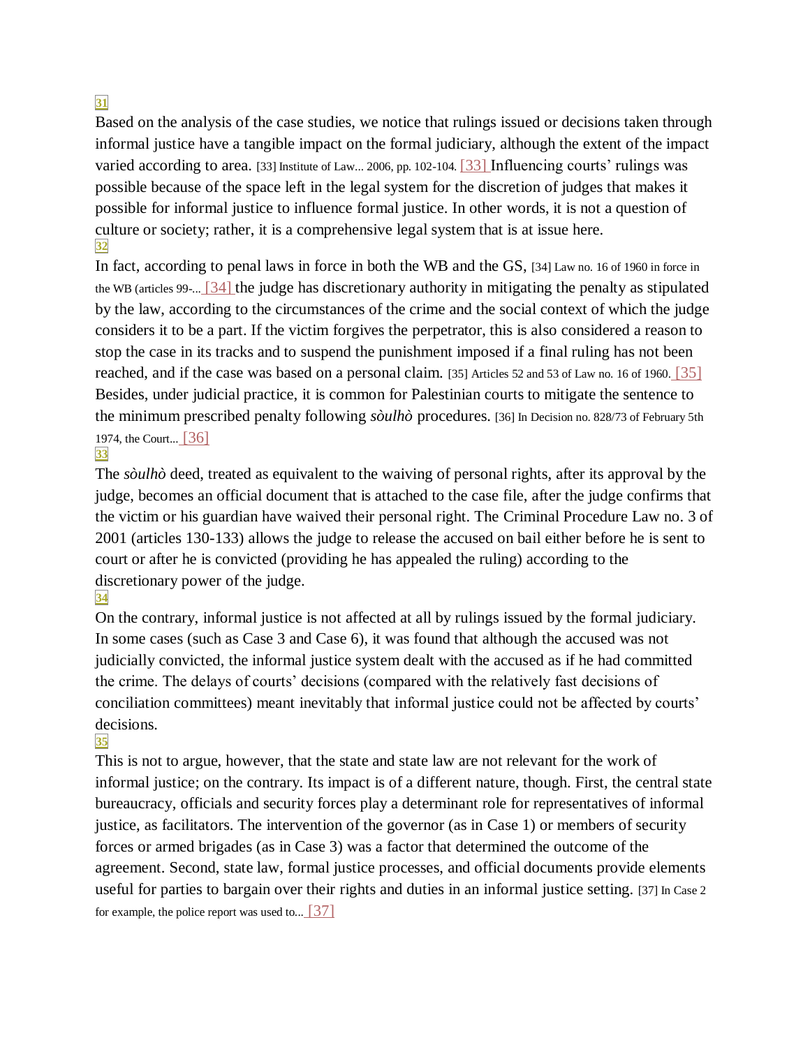31

Based on the analysis of the case studies, we notice that rulings issued or decisions taken through informal justice have a tangible impact on the formal judiciary, although the extent of the impact varied according to area. [33] Institute of Law... 2006, pp. 102-104. [33] Influencing courts' rulings was possible because of the space left in the legal system for the discretion of judges that makes it possible for informal justice to influence formal justice. In other words, it is not a question of culture or society; rather, it is a comprehensive legal system that is at issue here.

32

In fact, according to penal laws in force in both the WB and the GS, [34] Law no. 16 of 1960 in force in the WB (articles 99-... [34] the judge has discretionary authority in mitigating the penalty as stipulated by the law, according to the circumstances of the crime and the social context of which the judge considers it to be a part. If the victim forgives the perpetrator, this is also considered a reason to stop the case in its tracks and to suspend the punishment imposed if a final ruling has not been reached, and if the case was based on a personal claim. [35] Articles 52 and 53 of Law no. 16 of 1960. [35] Besides, under judicial practice, it is common for Palestinian courts to mitigate the sentence to the minimum prescribed penalty following *sòulhò* procedures. [36] In Decision no. 828/73 of February 5th 1974, the Court... [36]

33

The *sòulhò* deed, treated as equivalent to the waiving of personal rights, after its approval by the judge, becomes an official document that is attached to the case file, after the judge confirms that the victim or his guardian have waived their personal right. The Criminal Procedure Law no. 3 of 2001 (articles 130-133) allows the judge to release the accused on bail either before he is sent to court or after he is convicted (providing he has appealed the ruling) according to the discretionary power of the judge.

34

On the contrary, informal justice is not affected at all by rulings issued by the formal judiciary. In some cases (such as Case 3 and Case 6), it was found that although the accused was not judicially convicted, the informal justice system dealt with the accused as if he had committed the crime. The delays of courts' decisions (compared with the relatively fast decisions of conciliation committees) meant inevitably that informal justice could not be affected by courts' decisions.

35

This is not to argue, however, that the state and state law are not relevant for the work of informal justice; on the contrary. Its impact is of a different nature, though. First, the central state bureaucracy, officials and security forces play a determinant role for representatives of informal justice, as facilitators. The intervention of the governor (as in Case 1) or members of security forces or armed brigades (as in Case 3) was a factor that determined the outcome of the agreement. Second, state law, formal justice processes, and official documents provide elements useful for parties to bargain over their rights and duties in an informal justice setting. [37] In Case 2 for example, the police report was used to... [37]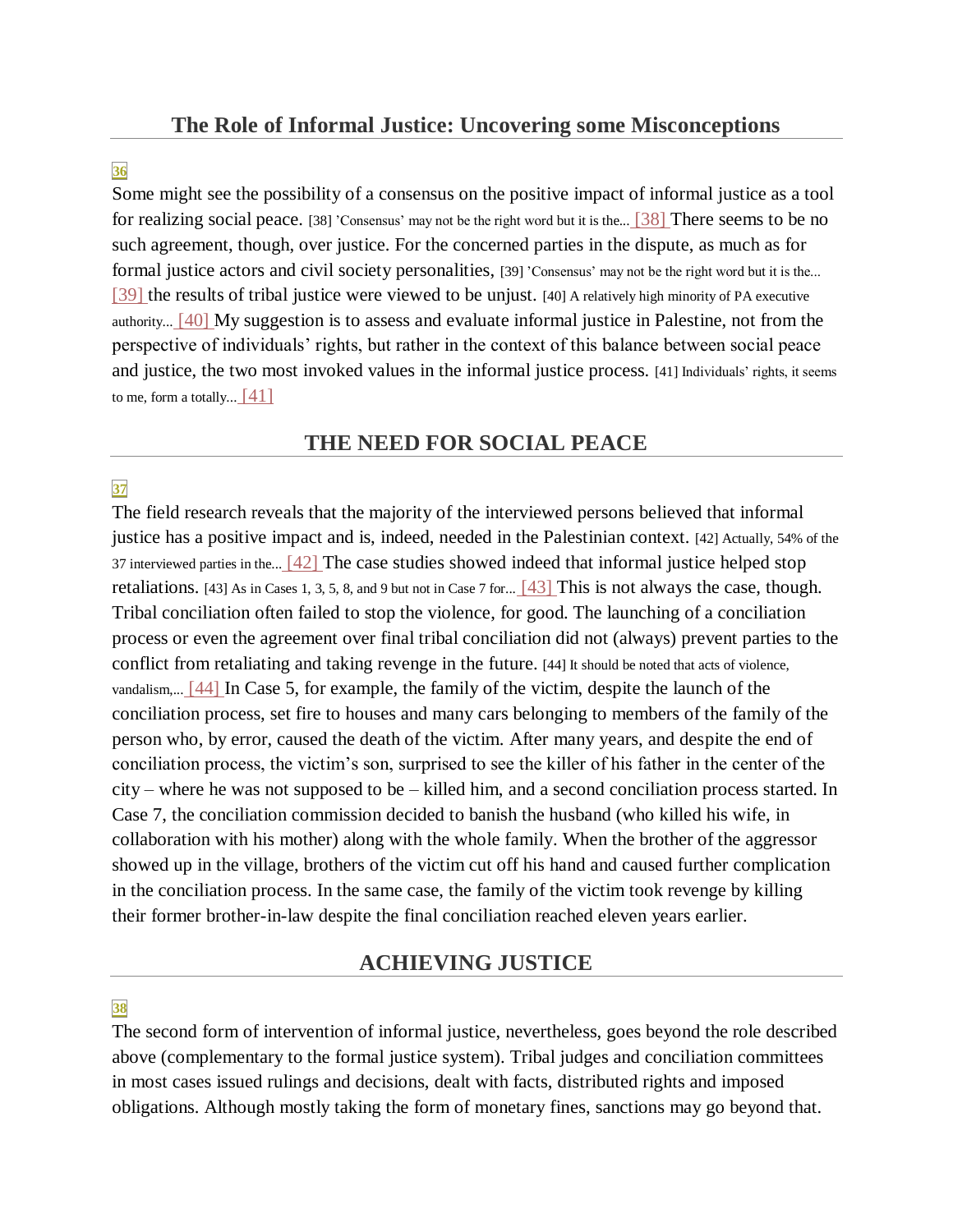## The Role of Informal Justice: Uncovering some Misconceptions

36

Some might see the possibility of a consensus on the positive impact of informal justice as a tool for realizing social peace. [38] 'Consensus' may not be the right word but it is the... [38] There seems to be no such agreement, though, over justice. For the concerned parties in the dispute, as much as for formal justice actors and civil society personalities, [39] 'Consensus' may not be the right word but it is the... [39] the results of tribal justice were viewed to be unjust. [40] A relatively high minority of PA executive authority... [40] My suggestion is to assess and evaluate informal justice in Palestine, not from the perspective of individuals' rights, but rather in the context of this balance between social peace and justice, the two most invoked values in the informal justice process. [41] Individuals' rights, it seems to me, form a totally... [41]

## THE NEED FOR SOCIAL PEACE

37

The field research reveals that the majority of the interviewed persons believed that informal justice has a positive impact and is, indeed, needed in the Palestinian context. [42] Actually, 54% of the 37 interviewed parties in the... [42] The case studies showed indeed that informal justice helped stop retaliations. [43] As in Cases 1, 3, 5, 8, and 9 but not in Case 7 for... [43] This is not always the case, though. Tribal conciliation often failed to stop the violence, for good. The launching of a conciliation process or even the agreement over final tribal conciliation did not (always) prevent parties to the conflict from retaliating and taking revenge in the future. [44] It should be noted that acts of violence, vandalism,... [44] In Case 5, for example, the family of the victim, despite the launch of the conciliation process, set fire to houses and many cars belonging to members of the family of the person who, by error, caused the death of the victim. After many years, and despite the end of conciliation process, the victim's son, surprised to see the killer of his father in the center of the city – where he was not supposed to be – killed him, and a second conciliation process started. In Case 7, the conciliation commission decided to banish the husband (who killed his wife, in collaboration with his mother) along with the whole family. When the brother of the aggressor showed up in the village, brothers of the victim cut off his hand and caused further complication in the conciliation process. In the same case, the family of the victim took revenge by killing their former brother-in-law despite the final conciliation reached eleven years earlier.

## ACHIEVING JUSTICE

38

The second form of intervention of informal justice, nevertheless, goes beyond the role described above (complementary to the formal justice system). Tribal judges and conciliation committees in most cases issued rulings and decisions, dealt with facts, distributed rights and imposed obligations. Although mostly taking the form of monetary fines, sanctions may go beyond that.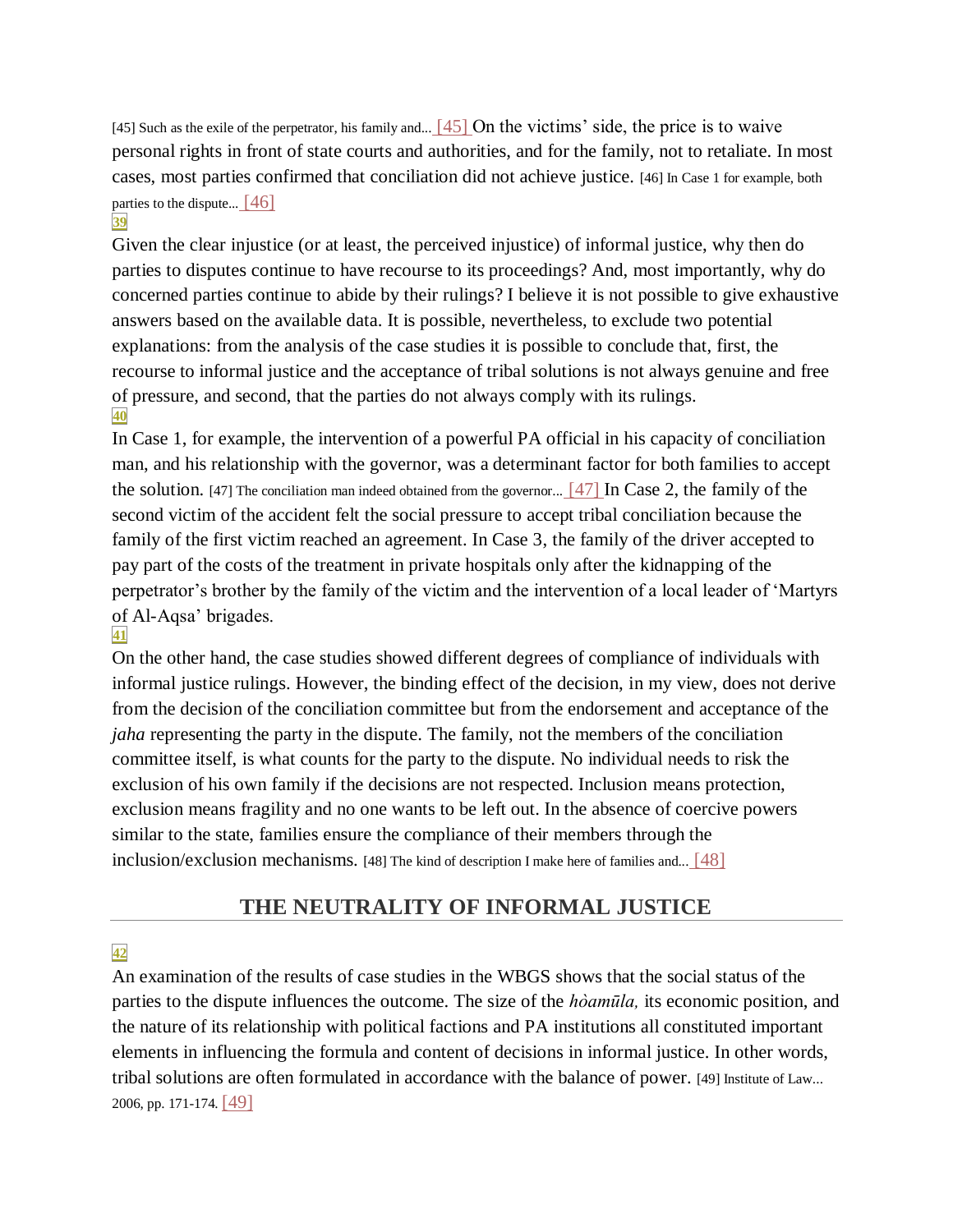[45] Such as the exile of the perpetrator, his family and... [45] On the victims' side, the price is to waive personal rights in front of state courts and authorities, and for the family, not to retaliate. In most cases, most parties confirmed that conciliation did not achieve justice. [46] In Case 1 for example, both parties to the dispute... [46]

39

Given the clear injustice (or at least, the perceived injustice) of informal justice, why then do parties to disputes continue to have recourse to its proceedings? And, most importantly, why do concerned parties continue to abide by their rulings? I believe it is not possible to give exhaustive answers based on the available data. It is possible, nevertheless, to exclude two potential explanations: from the analysis of the case studies it is possible to conclude that, first, the recourse to informal justice and the acceptance of tribal solutions is not always genuine and free of pressure, and second, that the parties do not always comply with its rulings.

40

In Case 1, for example, the intervention of a powerful PA official in his capacity of conciliation man, and his relationship with the governor, was a determinant factor for both families to accept the solution. [47] The conciliation man indeed obtained from the governor... [47] In Case 2, the family of the second victim of the accident felt the social pressure to accept tribal conciliation because the family of the first victim reached an agreement. In Case 3, the family of the driver accepted to pay part of the costs of the treatment in private hospitals only after the kidnapping of the perpetrator's brother by the family of the victim and the intervention of a local leader of 'Martyrs of Al-Aqsa' brigades.

41

On the other hand, the case studies showed different degrees of compliance of individuals with informal justice rulings. However, the binding effect of the decision, in my view, does not derive from the decision of the conciliation committee but from the endorsement and acceptance of the *jaha* representing the party in the dispute. The family, not the members of the conciliation committee itself, is what counts for the party to the dispute. No individual needs to risk the exclusion of his own family if the decisions are not respected. Inclusion means protection, exclusion means fragility and no one wants to be left out. In the absence of coercive powers similar to the state, families ensure the compliance of their members through the inclusion/exclusion mechanisms. [48] The kind of description I make here of families and... [48]

## THE NEUTRALITY OF INFORMAL JUSTICE

42

An examination of the results of case studies in the WBGS shows that the social status of the parties to the dispute influences the outcome. The size of the *hòamūla,* its economic position, and the nature of its relationship with political factions and PA institutions all constituted important elements in influencing the formula and content of decisions in informal justice. In other words, tribal solutions are often formulated in accordance with the balance of power. [49] Institute of Law... 2006, pp. 171-174. [49]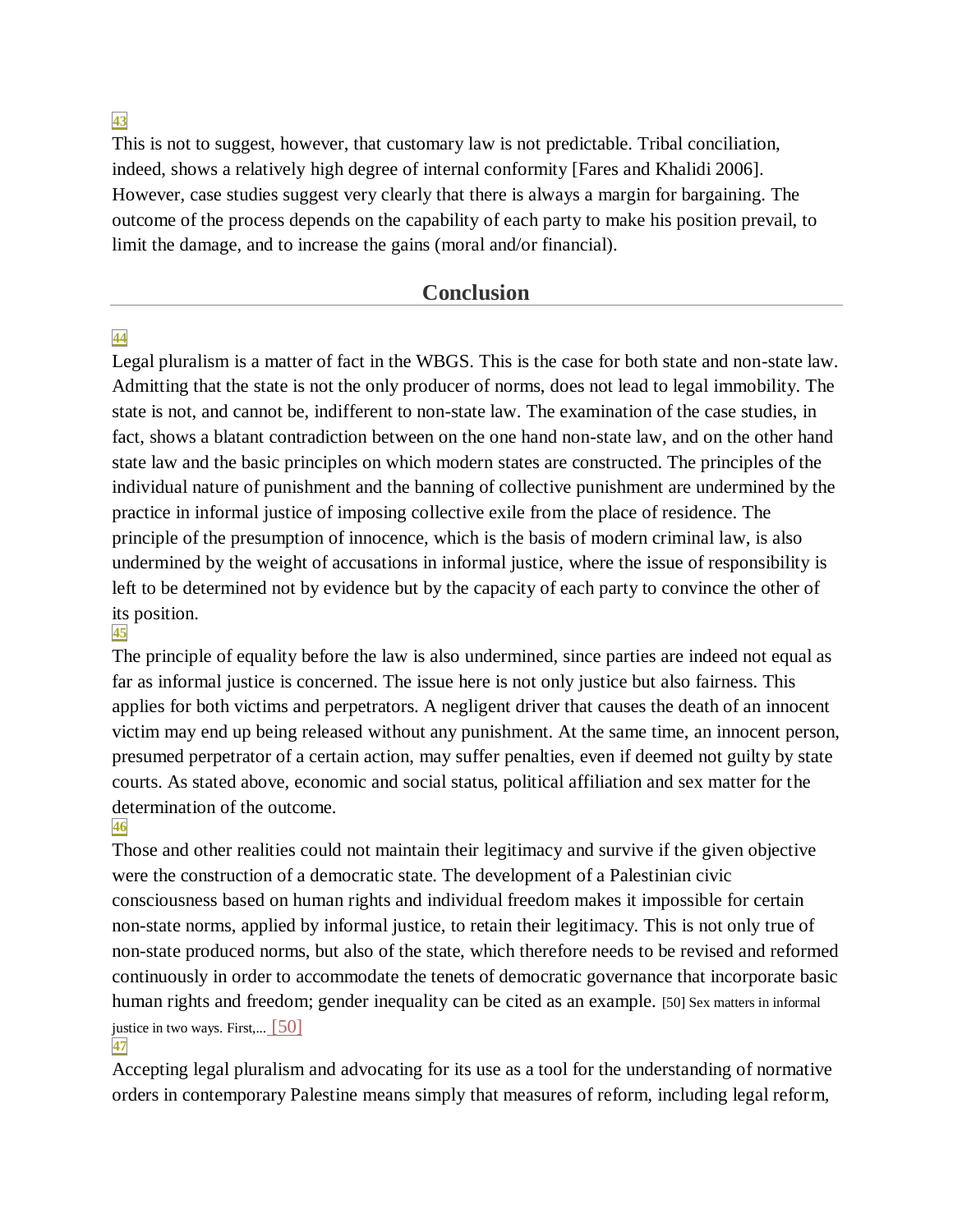43

This is not to suggest, however, that customary law is not predictable. Tribal conciliation, indeed, shows a relatively high degree of internal conformity [Fares and Khalidi 2006]. However, case studies suggest very clearly that there is always a margin for bargaining. The outcome of the process depends on the capability of each party to make his position prevail, to limit the damage, and to increase the gains (moral and/or financial).

## Conclusion

44

Legal pluralism is a matter of fact in the WBGS. This is the case for both state and non-state law. Admitting that the state is not the only producer of norms, does not lead to legal immobility. The state is not, and cannot be, indifferent to non-state law. The examination of the case studies, in fact, shows a blatant contradiction between on the one hand non-state law, and on the other hand state law and the basic principles on which modern states are constructed. The principles of the individual nature of punishment and the banning of collective punishment are undermined by the practice in informal justice of imposing collective exile from the place of residence. The principle of the presumption of innocence, which is the basis of modern criminal law, is also undermined by the weight of accusations in informal justice, where the issue of responsibility is left to be determined not by evidence but by the capacity of each party to convince the other of its position.

45

The principle of equality before the law is also undermined, since parties are indeed not equal as far as informal justice is concerned. The issue here is not only justice but also fairness. This applies for both victims and perpetrators. A negligent driver that causes the death of an innocent victim may end up being released without any punishment. At the same time, an innocent person, presumed perpetrator of a certain action, may suffer penalties, even if deemed not guilty by state courts. As stated above, economic and social status, political affiliation and sex matter for the determination of the outcome.

46

Those and other realities could not maintain their legitimacy and survive if the given objective were the construction of a democratic state. The development of a Palestinian civic consciousness based on human rights and individual freedom makes it impossible for certain non-state norms, applied by informal justice, to retain their legitimacy. This is not only true of non-state produced norms, but also of the state, which therefore needs to be revised and reformed continuously in order to accommodate the tenets of democratic governance that incorporate basic human rights and freedom; gender inequality can be cited as an example. [50] Sex matters in informal justice in two ways. First,... [50]

47

Accepting legal pluralism and advocating for its use as a tool for the understanding of normative orders in contemporary Palestine means simply that measures of reform, including legal reform,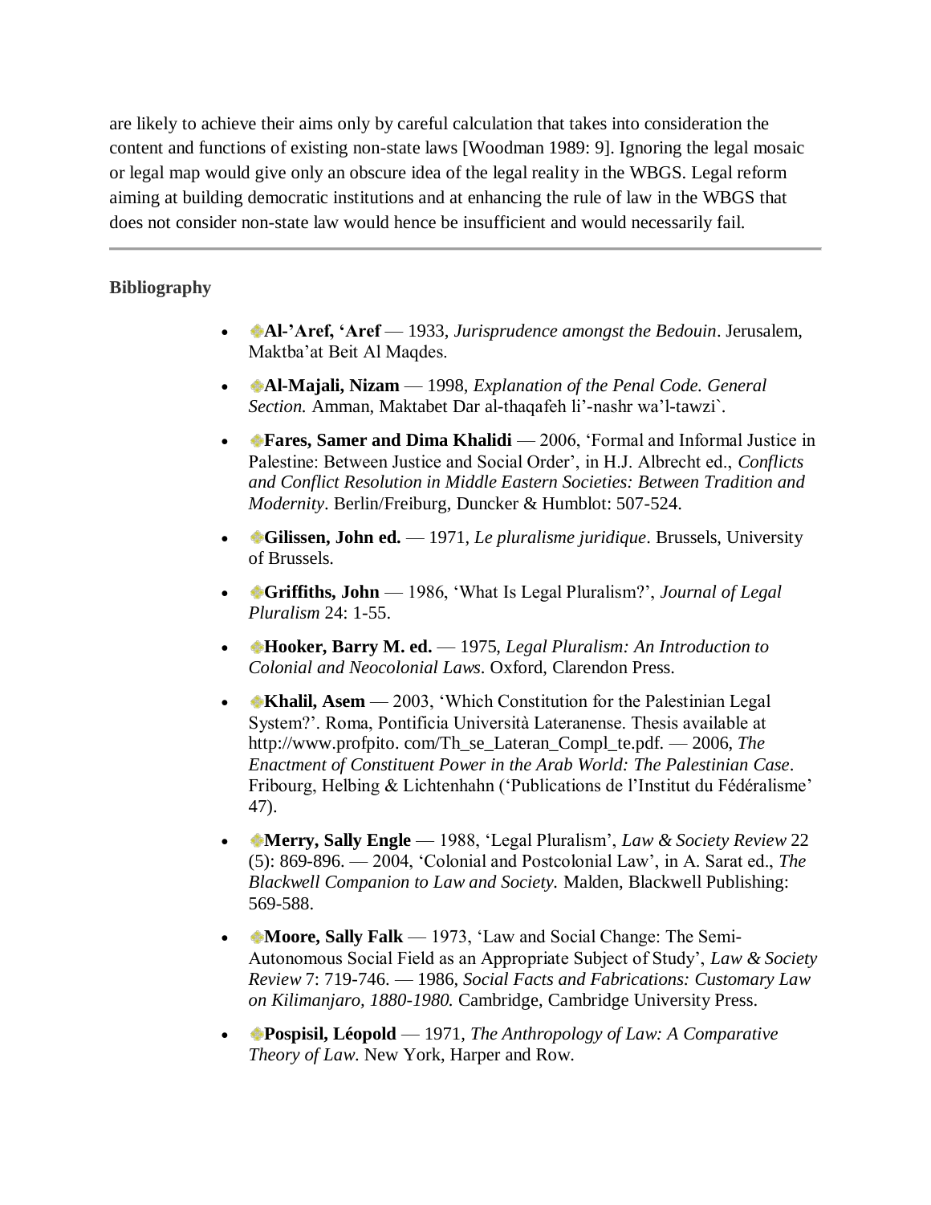are likely to achieve their aims only by careful calculation that takes into consideration the content and functions of existing non-state laws [Woodman 1989: 9]. Ignoring the legal mosaic or legal map would give only an obscure idea of the legal reality in the WBGS. Legal reform aiming at building democratic institutions and at enhancing the rule of law in the WBGS that does not consider non-state law would hence be insufficient and would necessarily fail.

---

### Bibliography

- **Al-'Aref, 'Aref** — 1933, *Jurisprudence amongst the Bedouin*. Jerusalem, Maktba'at Beit Al Maqdes.
- **Al-Majali, Nizam** — 1998, *Explanation of the Penal Code. General Section.* Amman, Maktabet Dar al-thaqafeh li'-nashr wa'l-tawzi`.
- **Fares, Samer and Dima Khalidi** — 2006, 'Formal and Informal Justice in Palestine: Between Justice and Social Order', in H.J. Albrecht ed., *Conflicts and Conflict Resolution in Middle Eastern Societies: Between Tradition and Modernity*. Berlin/Freiburg, Duncker & Humblot: 507-524.
- **Gilissen, John ed.** — 1971, *Le pluralisme juridique*. Brussels, University of Brussels.
- **Griffiths, John** — 1986, 'What Is Legal Pluralism?', *Journal of Legal Pluralism* 24: 1-55.
- **Hooker, Barry M. ed.** — 1975, *Legal Pluralism: An Introduction to Colonial and Neocolonial Laws*. Oxford, Clarendon Press.
- **Khalil, Asem** — 2003, 'Which Constitution for the Palestinian Legal System?'. Roma, Pontificia Università Lateranense. Thesis available at http://www.profpito. com/Th_se_Lateran_Compl_te.pdf. — 2006, *The Enactment of Constituent Power in the Arab World: The Palestinian Case*. Fribourg, Helbing & Lichtenhahn ('Publications de l'Institut du Fédéralisme' 47).
- **Merry, Sally Engle** — 1988, 'Legal Pluralism', *Law & Society Review* 22 (5): 869-896. — 2004, 'Colonial and Postcolonial Law', in A. Sarat ed., *The Blackwell Companion to Law and Society.* Malden, Blackwell Publishing: 569-588.
- **Moore, Sally Falk** — 1973, 'Law and Social Change: The Semi-Autonomous Social Field as an Appropriate Subject of Study', *Law & Society Review* 7: 719-746. — 1986, *Social Facts and Fabrications: Customary Law on Kilimanjaro, 1880-1980.* Cambridge, Cambridge University Press.
- **Pospisil, Léopold** — 1971, *The Anthropology of Law: A Comparative Theory of Law*. New York, Harper and Row.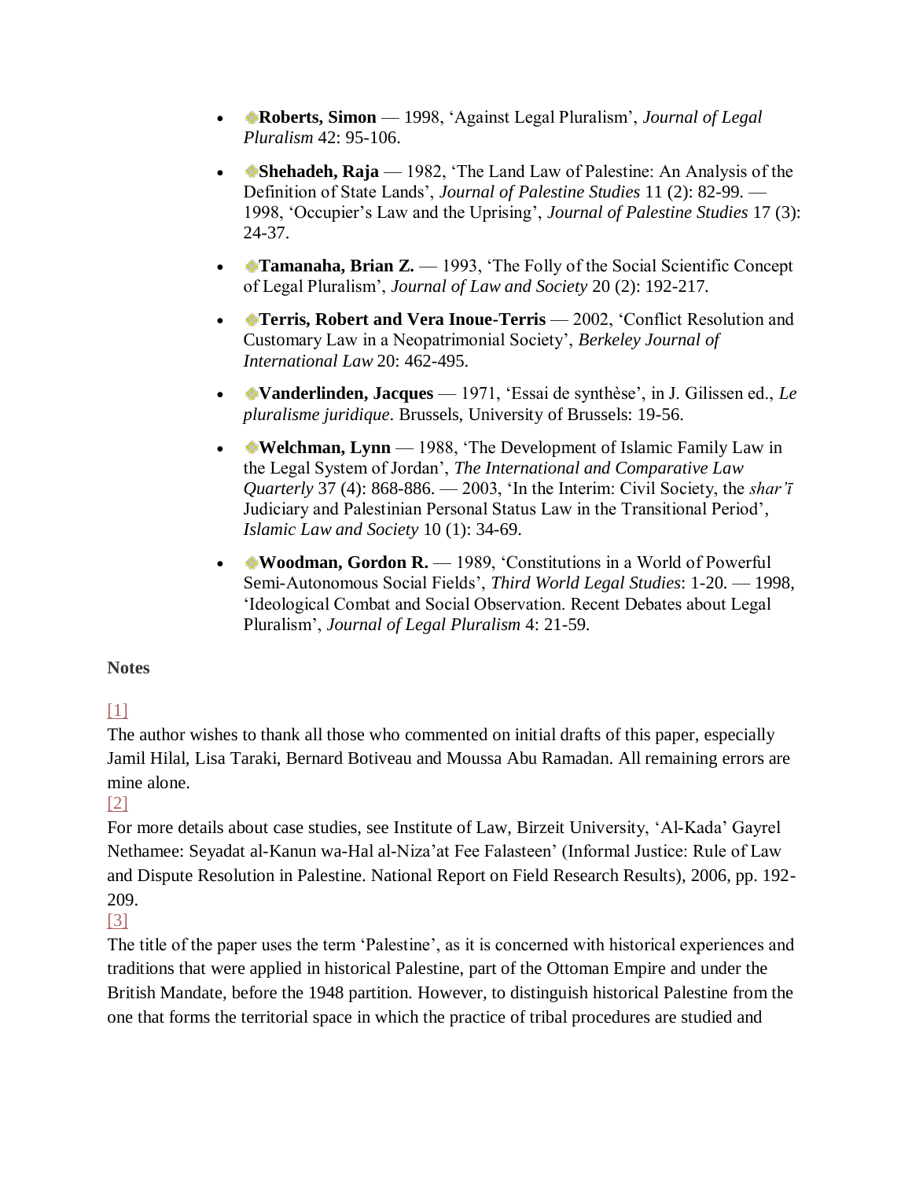- **Roberts, Simon** — 1998, 'Against Legal Pluralism', *Journal of Legal Pluralism* 42: 95-106.
- **Shehadeh, Raja** — 1982, 'The Land Law of Palestine: An Analysis of the Definition of State Lands', *Journal of Palestine Studies* 11 (2): 82-99. — 1998, 'Occupier's Law and the Uprising', *Journal of Palestine Studies* 17 (3): 24-37.
- **Tamanaha, Brian Z.** — 1993, 'The Folly of the Social Scientific Concept of Legal Pluralism', *Journal of Law and Society* 20 (2): 192-217.
- **Terris, Robert and Vera Inoue-Terris** — 2002, 'Conflict Resolution and Customary Law in a Neopatrimonial Society', *Berkeley Journal of International Law* 20: 462-495.
- **Vanderlinden, Jacques** — 1971, 'Essai de synthèse', in J. Gilissen ed., *Le pluralisme juridique*. Brussels, University of Brussels: 19-56.
- **Welchman, Lynn** — 1988, 'The Development of Islamic Family Law in the Legal System of Jordan', *The International and Comparative Law Quarterly* 37 (4): 868-886. — 2003, 'In the Interim: Civil Society, the *shar'ī* Judiciary and Palestinian Personal Status Law in the Transitional Period', *Islamic Law and Society* 10 (1): 34-69.
- **Woodman, Gordon R.** — 1989, 'Constitutions in a World of Powerful Semi-Autonomous Social Fields', *Third World Legal Studies*: 1-20. — 1998, 'Ideological Combat and Social Observation. Recent Debates about Legal Pluralism', *Journal of Legal Pluralism* 4: 21-59.

**Notes**

[1]
The author wishes to thank all those who commented on initial drafts of this paper, especially Jamil Hilal, Lisa Taraki, Bernard Botiveau and Moussa Abu Ramadan. All remaining errors are mine alone.

[2]
For more details about case studies, see Institute of Law, Birzeit University, 'Al-Kada' Gayrel Nethamee: Seyadat al-Kanun wa-Hal al-Niza'at Fee Falasteen' (Informal Justice: Rule of Law and Dispute Resolution in Palestine. National Report on Field Research Results), 2006, pp. 192-209.

[3]
The title of the paper uses the term 'Palestine', as it is concerned with historical experiences and traditions that were applied in historical Palestine, part of the Ottoman Empire and under the British Mandate, before the 1948 partition. However, to distinguish historical Palestine from the one that forms the territorial space in which the practice of tribal procedures are studied and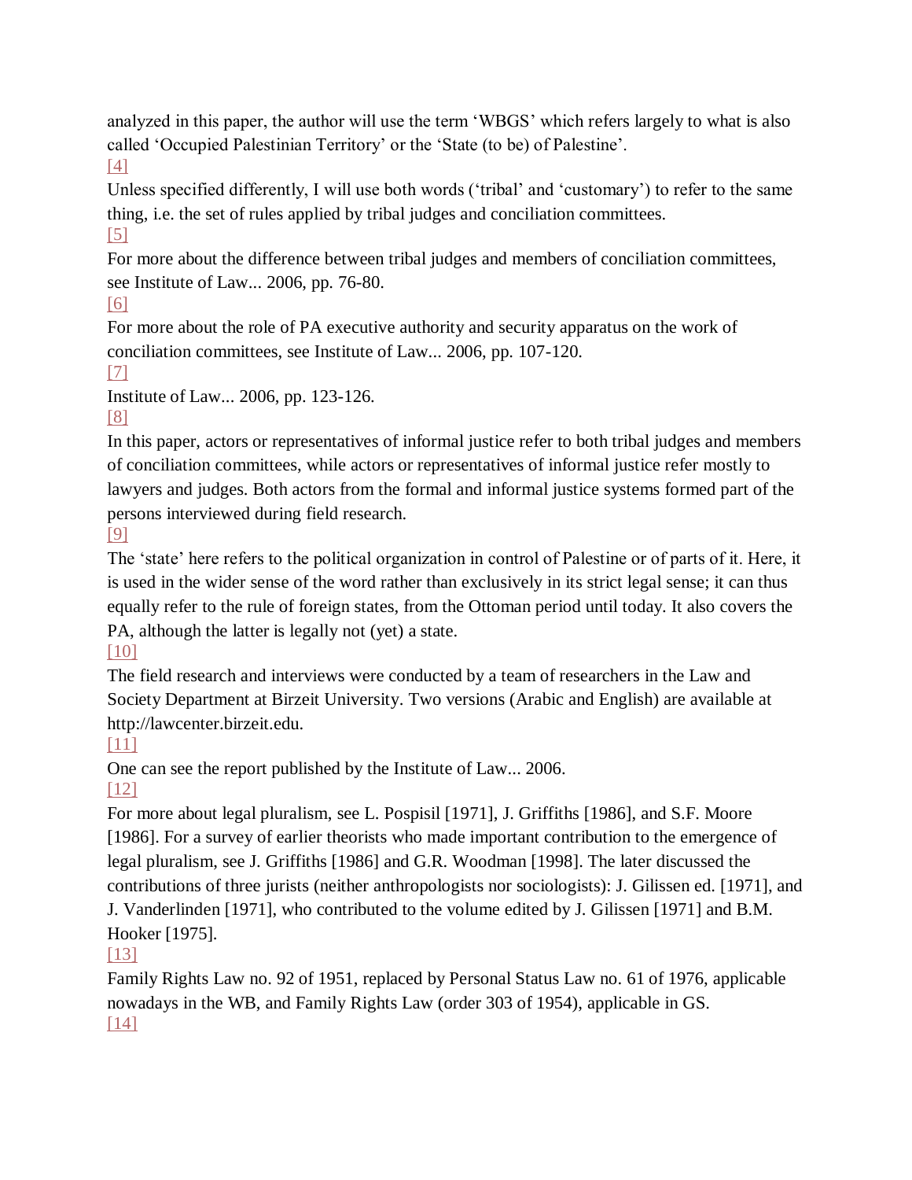analyzed in this paper, the author will use the term 'WBGS' which refers largely to what is also called 'Occupied Palestinian Territory' or the 'State (to be) of Palestine'.

[4]

Unless specified differently, I will use both words ('tribal' and 'customary') to refer to the same thing, i.e. the set of rules applied by tribal judges and conciliation committees.

[5]

For more about the difference between tribal judges and members of conciliation committees, see Institute of Law... 2006, pp. 76-80.

[6]

For more about the role of PA executive authority and security apparatus on the work of conciliation committees, see Institute of Law... 2006, pp. 107-120.

[7]

Institute of Law... 2006, pp. 123-126.

[8]

In this paper, actors or representatives of informal justice refer to both tribal judges and members of conciliation committees, while actors or representatives of informal justice refer mostly to lawyers and judges. Both actors from the formal and informal justice systems formed part of the persons interviewed during field research.

[9]

The 'state' here refers to the political organization in control of Palestine or of parts of it. Here, it is used in the wider sense of the word rather than exclusively in its strict legal sense; it can thus equally refer to the rule of foreign states, from the Ottoman period until today. It also covers the PA, although the latter is legally not (yet) a state.

[10]

The field research and interviews were conducted by a team of researchers in the Law and Society Department at Birzeit University. Two versions (Arabic and English) are available at http://lawcenter.birzeit.edu.

[11]

One can see the report published by the Institute of Law... 2006.

[12]

For more about legal pluralism, see L. Pospisil [1971], J. Griffiths [1986], and S.F. Moore [1986]. For a survey of earlier theorists who made important contribution to the emergence of legal pluralism, see J. Griffiths [1986] and G.R. Woodman [1998]. The later discussed the contributions of three jurists (neither anthropologists nor sociologists): J. Gilissen ed. [1971], and J. Vanderlinden [1971], who contributed to the volume edited by J. Gilissen [1971] and B.M. Hooker [1975].

[13]

Family Rights Law no. 92 of 1951, replaced by Personal Status Law no. 61 of 1976, applicable nowadays in the WB, and Family Rights Law (order 303 of 1954), applicable in GS.

[14]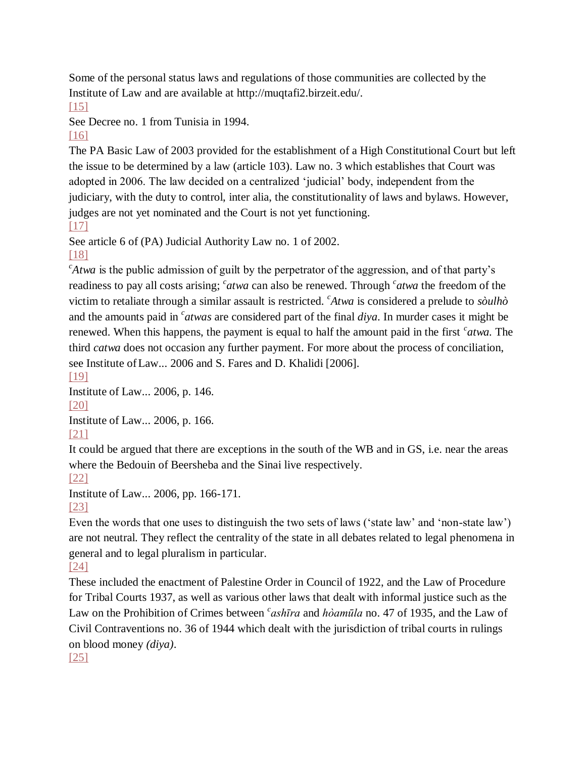Some of the personal status laws and regulations of those communities are collected by the Institute of Law and are available at http://muqtafi2.birzeit.edu/.

[15]

See Decree no. 1 from Tunisia in 1994.

[16]

The PA Basic Law of 2003 provided for the establishment of a High Constitutional Court but left the issue to be determined by a law (article 103). Law no. 3 which establishes that Court was adopted in 2006. The law decided on a centralized 'judicial' body, independent from the judiciary, with the duty to control, inter alia, the constitutionality of laws and bylaws. However, judges are not yet nominated and the Court is not yet functioning.

[17]

See article 6 of (PA) Judicial Authority Law no. 1 of 2002.

[18]

*ᶜAtwa* is the public admission of guilt by the perpetrator of the aggression, and of that party's readiness to pay all costs arising; *ᶜatwa* can also be renewed. Through *ᶜatwa* the freedom of the victim to retaliate through a similar assault is restricted. *ᶜAtwa* is considered a prelude to *sòulhò* and the amounts paid in *ᶜatwas* are considered part of the final *diya*. In murder cases it might be renewed. When this happens, the payment is equal to half the amount paid in the first *ᶜatwa*. The third *catwa* does not occasion any further payment. For more about the process of conciliation, see Institute of Law... 2006 and S. Fares and D. Khalidi [2006].

[19]

Institute of Law... 2006, p. 146.

[20]

Institute of Law... 2006, p. 166.

[21]

It could be argued that there are exceptions in the south of the WB and in GS, i.e. near the areas where the Bedouin of Beersheba and the Sinai live respectively.

[22]

Institute of Law... 2006, pp. 166-171.

[23]

Even the words that one uses to distinguish the two sets of laws ('state law' and 'non-state law') are not neutral. They reflect the centrality of the state in all debates related to legal phenomena in general and to legal pluralism in particular.

[24]

These included the enactment of Palestine Order in Council of 1922, and the Law of Procedure for Tribal Courts 1937, as well as various other laws that dealt with informal justice such as the Law on the Prohibition of Crimes between *ᶜashīra* and *hòamūla* no. 47 of 1935, and the Law of Civil Contraventions no. 36 of 1944 which dealt with the jurisdiction of tribal courts in rulings on blood money *(diya)*.

[25]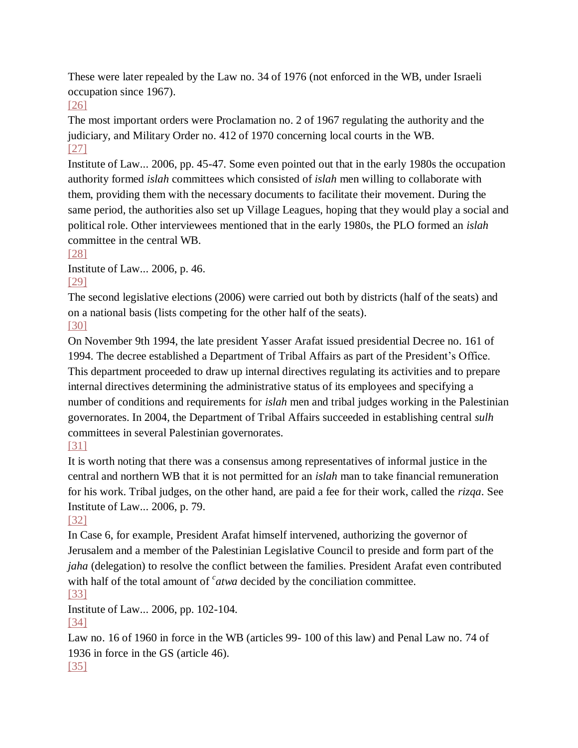These were later repealed by the Law no. 34 of 1976 (not enforced in the WB, under Israeli occupation since 1967).

[26]

The most important orders were Proclamation no. 2 of 1967 regulating the authority and the judiciary, and Military Order no. 412 of 1970 concerning local courts in the WB.

[27]

Institute of Law... 2006, pp. 45-47. Some even pointed out that in the early 1980s the occupation authority formed *islah* committees which consisted of *islah* men willing to collaborate with them, providing them with the necessary documents to facilitate their movement. During the same period, the authorities also set up Village Leagues, hoping that they would play a social and political role. Other interviewees mentioned that in the early 1980s, the PLO formed an *islah* committee in the central WB.

[28]

Institute of Law... 2006, p. 46.

[29]

The second legislative elections (2006) were carried out both by districts (half of the seats) and on a national basis (lists competing for the other half of the seats).

[30]

On November 9th 1994, the late president Yasser Arafat issued presidential Decree no. 161 of 1994. The decree established a Department of Tribal Affairs as part of the President's Office. This department proceeded to draw up internal directives regulating its activities and to prepare internal directives determining the administrative status of its employees and specifying a number of conditions and requirements for *islah* men and tribal judges working in the Palestinian governorates. In 2004, the Department of Tribal Affairs succeeded in establishing central *sulh* committees in several Palestinian governorates.

[31]

It is worth noting that there was a consensus among representatives of informal justice in the central and northern WB that it is not permitted for an *islah* man to take financial remuneration for his work. Tribal judges, on the other hand, are paid a fee for their work, called the *rizqa*. See Institute of Law... 2006, p. 79.

[32]

In Case 6, for example, President Arafat himself intervened, authorizing the governor of Jerusalem and a member of the Palestinian Legislative Council to preside and form part of the *jaha* (delegation) to resolve the conflict between the families. President Arafat even contributed with half of the total amount of *ᶜatwa* decided by the conciliation committee.

[33]

Institute of Law... 2006, pp. 102-104.

[34]

Law no. 16 of 1960 in force in the WB (articles 99- 100 of this law) and Penal Law no. 74 of 1936 in force in the GS (article 46).

[35]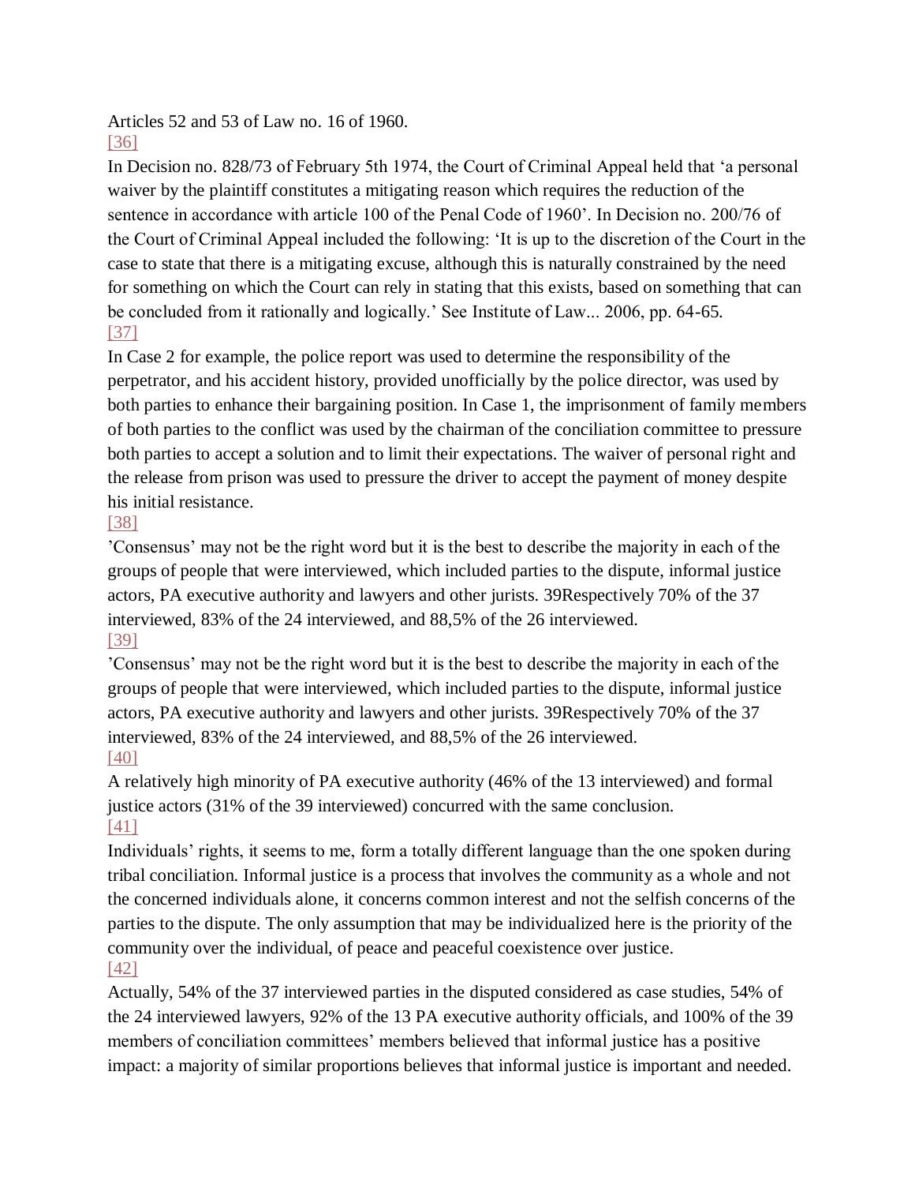Articles 52 and 53 of Law no. 16 of 1960.

[36]

In Decision no. 828/73 of February 5th 1974, the Court of Criminal Appeal held that 'a personal waiver by the plaintiff constitutes a mitigating reason which requires the reduction of the sentence in accordance with article 100 of the Penal Code of 1960'. In Decision no. 200/76 of the Court of Criminal Appeal included the following: 'It is up to the discretion of the Court in the case to state that there is a mitigating excuse, although this is naturally constrained by the need for something on which the Court can rely in stating that this exists, based on something that can be concluded from it rationally and logically.' See Institute of Law... 2006, pp. 64-65.

[37]

In Case 2 for example, the police report was used to determine the responsibility of the perpetrator, and his accident history, provided unofficially by the police director, was used by both parties to enhance their bargaining position. In Case 1, the imprisonment of family members of both parties to the conflict was used by the chairman of the conciliation committee to pressure both parties to accept a solution and to limit their expectations. The waiver of personal right and the release from prison was used to pressure the driver to accept the payment of money despite his initial resistance.

[38]

'Consensus' may not be the right word but it is the best to describe the majority in each of the groups of people that were interviewed, which included parties to the dispute, informal justice actors, PA executive authority and lawyers and other jurists. 39Respectively 70% of the 37 interviewed, 83% of the 24 interviewed, and 88,5% of the 26 interviewed.

[39]

'Consensus' may not be the right word but it is the best to describe the majority in each of the groups of people that were interviewed, which included parties to the dispute, informal justice actors, PA executive authority and lawyers and other jurists. 39Respectively 70% of the 37 interviewed, 83% of the 24 interviewed, and 88,5% of the 26 interviewed.

[40]

A relatively high minority of PA executive authority (46% of the 13 interviewed) and formal justice actors (31% of the 39 interviewed) concurred with the same conclusion.

[41]

Individuals' rights, it seems to me, form a totally different language than the one spoken during tribal conciliation. Informal justice is a process that involves the community as a whole and not the concerned individuals alone, it concerns common interest and not the selfish concerns of the parties to the dispute. The only assumption that may be individualized here is the priority of the community over the individual, of peace and peaceful coexistence over justice.

[42]

Actually, 54% of the 37 interviewed parties in the disputed considered as case studies, 54% of the 24 interviewed lawyers, 92% of the 13 PA executive authority officials, and 100% of the 39 members of conciliation committees' members believed that informal justice has a positive impact: a majority of similar proportions believes that informal justice is important and needed.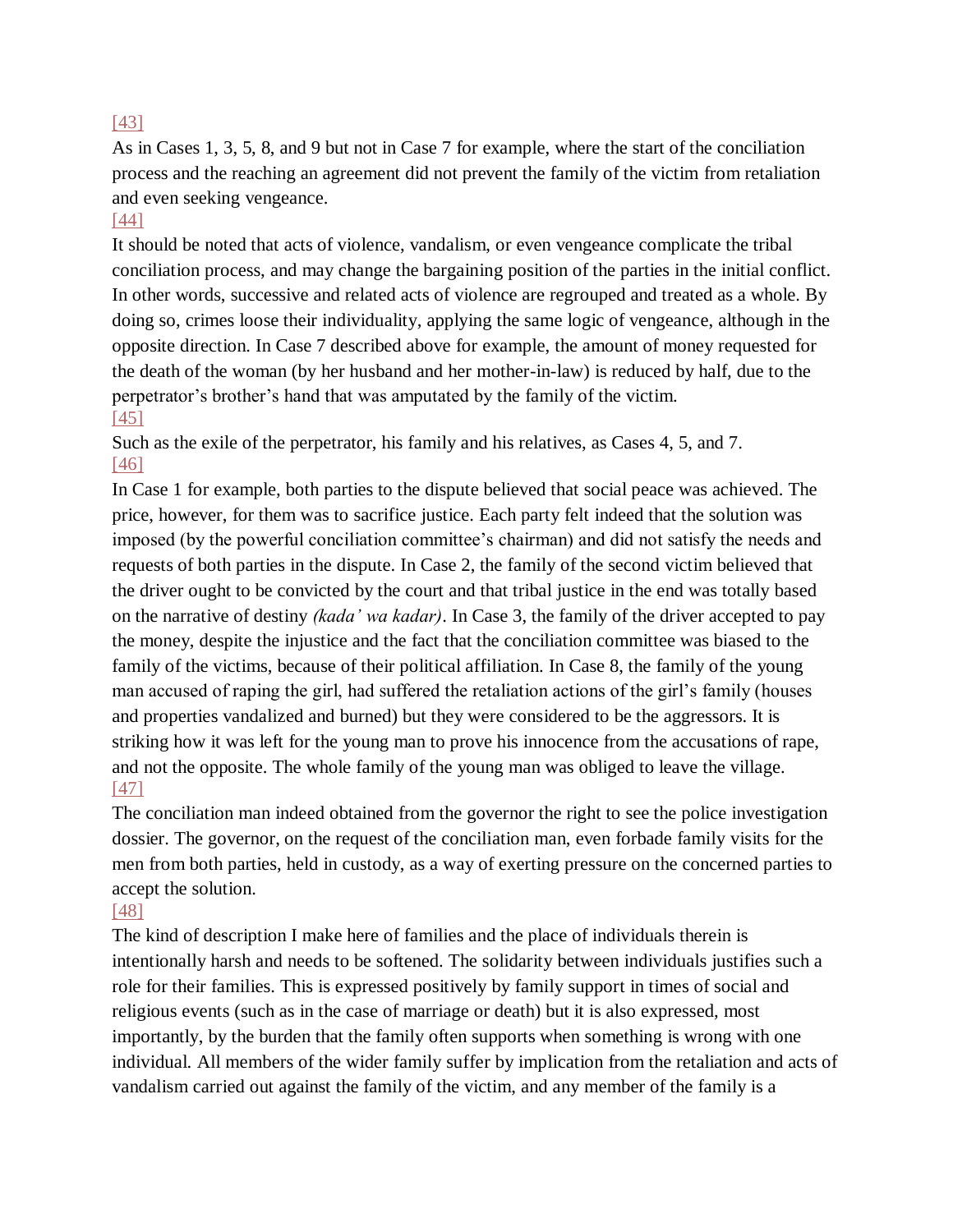[43]

As in Cases 1, 3, 5, 8, and 9 but not in Case 7 for example, where the start of the conciliation process and the reaching an agreement did not prevent the family of the victim from retaliation and even seeking vengeance.

[44]

It should be noted that acts of violence, vandalism, or even vengeance complicate the tribal conciliation process, and may change the bargaining position of the parties in the initial conflict. In other words, successive and related acts of violence are regrouped and treated as a whole. By doing so, crimes loose their individuality, applying the same logic of vengeance, although in the opposite direction. In Case 7 described above for example, the amount of money requested for the death of the woman (by her husband and her mother-in-law) is reduced by half, due to the perpetrator's brother's hand that was amputated by the family of the victim.

[45]

Such as the exile of the perpetrator, his family and his relatives, as Cases 4, 5, and 7.

[46]

In Case 1 for example, both parties to the dispute believed that social peace was achieved. The price, however, for them was to sacrifice justice. Each party felt indeed that the solution was imposed (by the powerful conciliation committee's chairman) and did not satisfy the needs and requests of both parties in the dispute. In Case 2, the family of the second victim believed that the driver ought to be convicted by the court and that tribal justice in the end was totally based on the narrative of destiny *(kada' wa kadar)*. In Case 3, the family of the driver accepted to pay the money, despite the injustice and the fact that the conciliation committee was biased to the family of the victims, because of their political affiliation. In Case 8, the family of the young man accused of raping the girl, had suffered the retaliation actions of the girl's family (houses and properties vandalized and burned) but they were considered to be the aggressors. It is striking how it was left for the young man to prove his innocence from the accusations of rape, and not the opposite. The whole family of the young man was obliged to leave the village.

[47]

The conciliation man indeed obtained from the governor the right to see the police investigation dossier. The governor, on the request of the conciliation man, even forbade family visits for the men from both parties, held in custody, as a way of exerting pressure on the concerned parties to accept the solution.

[48]

The kind of description I make here of families and the place of individuals therein is intentionally harsh and needs to be softened. The solidarity between individuals justifies such a role for their families. This is expressed positively by family support in times of social and religious events (such as in the case of marriage or death) but it is also expressed, most importantly, by the burden that the family often supports when something is wrong with one individual. All members of the wider family suffer by implication from the retaliation and acts of vandalism carried out against the family of the victim, and any member of the family is a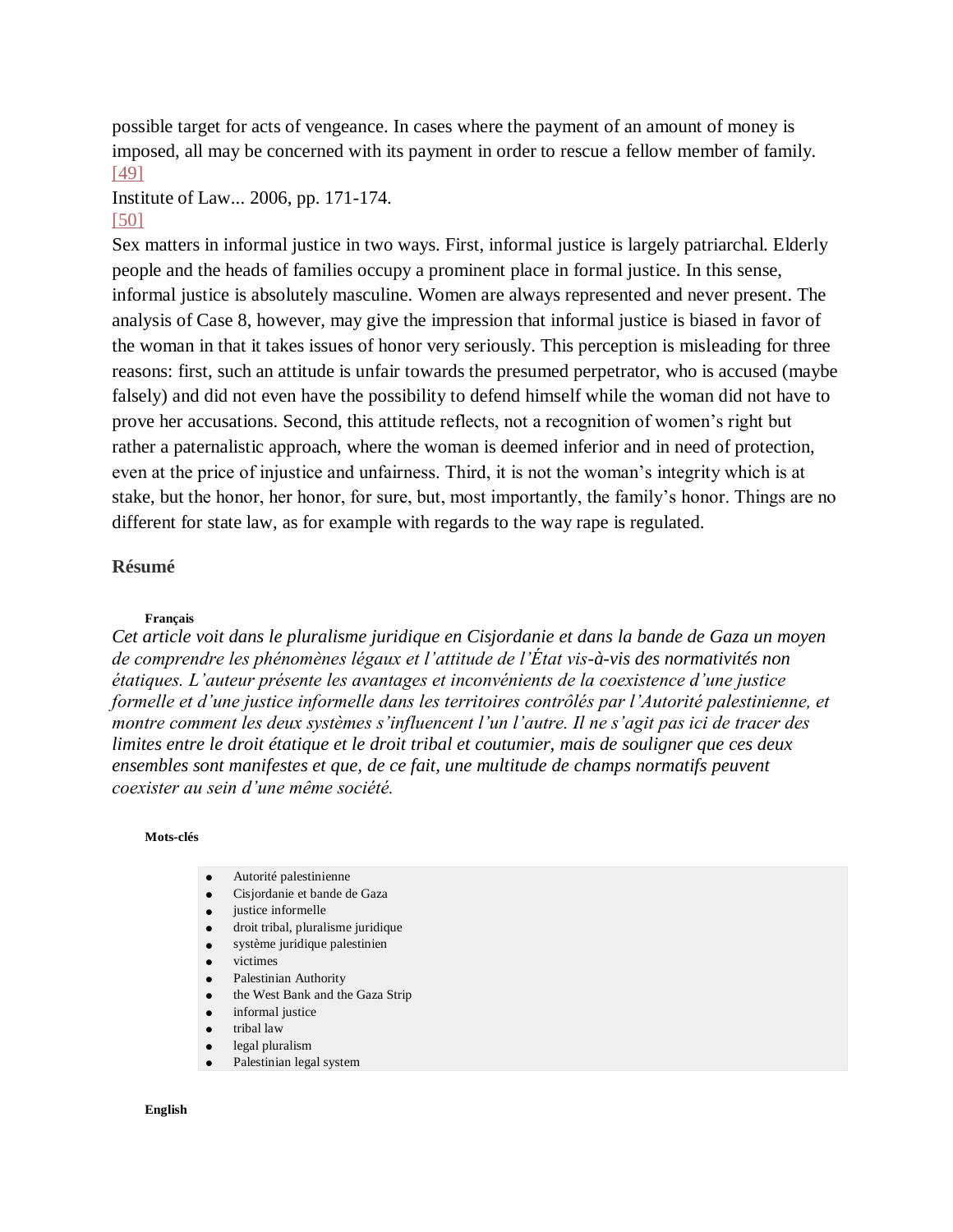possible target for acts of vengeance. In cases where the payment of an amount of money is imposed, all may be concerned with its payment in order to rescue a fellow member of family.

[49]

Institute of Law... 2006, pp. 171-174.

[50]

Sex matters in informal justice in two ways. First, informal justice is largely patriarchal. Elderly people and the heads of families occupy a prominent place in formal justice. In this sense, informal justice is absolutely masculine. Women are always represented and never present. The analysis of Case 8, however, may give the impression that informal justice is biased in favor of the woman in that it takes issues of honor very seriously. This perception is misleading for three reasons: first, such an attitude is unfair towards the presumed perpetrator, who is accused (maybe falsely) and did not even have the possibility to defend himself while the woman did not have to prove her accusations. Second, this attitude reflects, not a recognition of women's right but rather a paternalistic approach, where the woman is deemed inferior and in need of protection, even at the price of injustice and unfairness. Third, it is not the woman's integrity which is at stake, but the honor, her honor, for sure, but, most importantly, the family's honor. Things are no different for state law, as for example with regards to the way rape is regulated.

## Résumé

**Français**

*Cet article voit dans le pluralisme juridique en Cisjordanie et dans la bande de Gaza un moyen de comprendre les phénomènes légaux et l'attitude de l'État vis-à-vis des normativités non étatiques. L'auteur présente les avantages et inconvénients de la coexistence d'une justice formelle et d'une justice informelle dans les territoires contrôlés par l'Autorité palestinienne, et montre comment les deux systèmes s'influencent l'un l'autre. Il ne s'agit pas ici de tracer des limites entre le droit étatique et le droit tribal et coutumier, mais de souligner que ces deux ensembles sont manifestes et que, de ce fait, une multitude de champs normatifs peuvent coexister au sein d'une même société.*

**Mots-clés**

- Autorité palestinienne
- Cisjordanie et bande de Gaza
- justice informelle
- droit tribal, pluralisme juridique
- système juridique palestinien
- victimes
- Palestinian Authority
- the West Bank and the Gaza Strip
- informal justice
- tribal law
- legal pluralism
- Palestinian legal system

**English**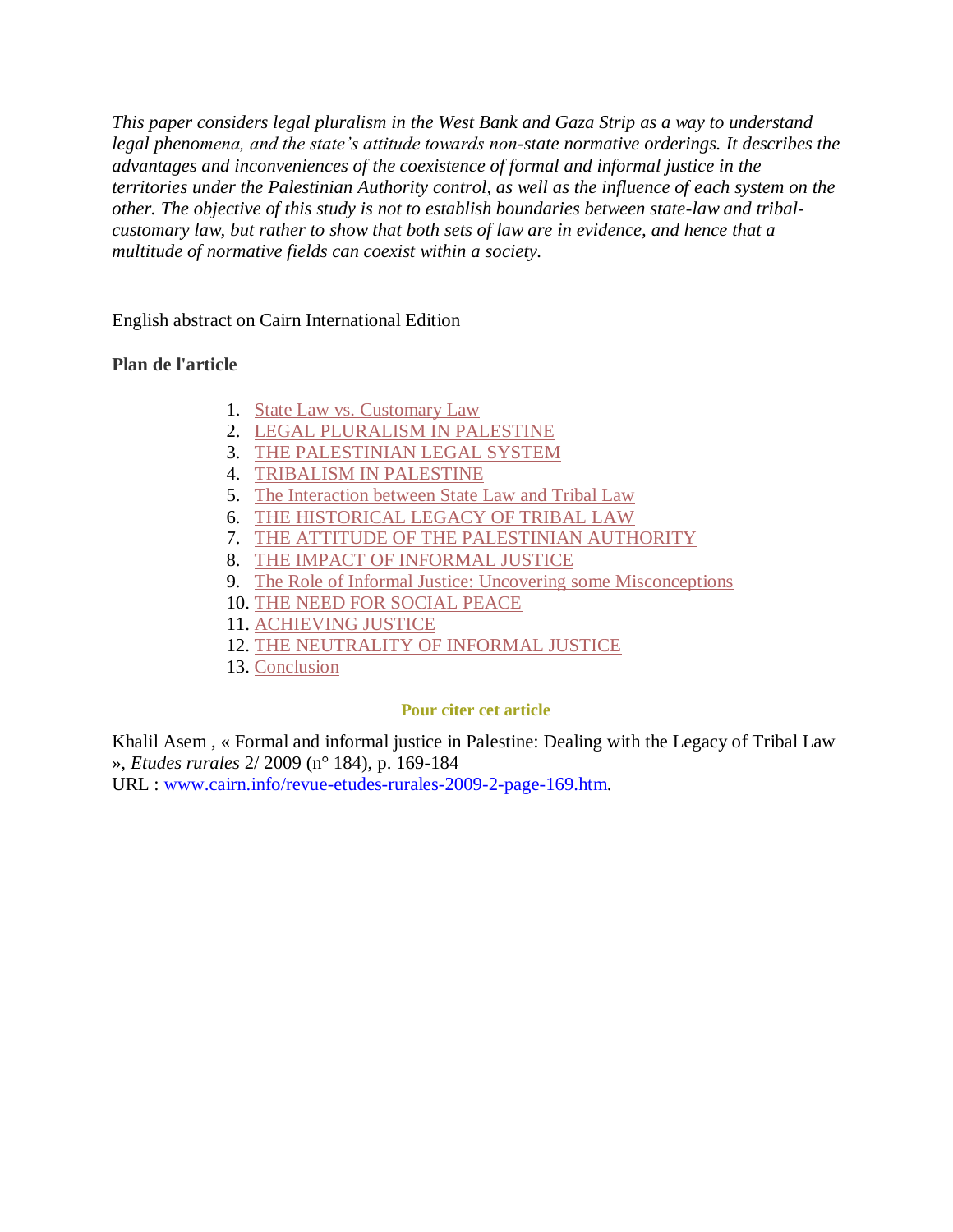*This paper considers legal pluralism in the West Bank and Gaza Strip as a way to understand legal phenomena, and the state's attitude towards non-state normative orderings. It describes the advantages and inconveniences of the coexistence of formal and informal justice in the territories under the Palestinian Authority control, as well as the influence of each system on the other. The objective of this study is not to establish boundaries between state-law and tribal-customary law, but rather to show that both sets of law are in evidence, and hence that a multitude of normative fields can coexist within a society.*

English abstract on Cairn International Edition

**Plan de l'article**

1. State Law vs. Customary Law
2. LEGAL PLURALISM IN PALESTINE
3. THE PALESTINIAN LEGAL SYSTEM
4. TRIBALISM IN PALESTINE
5. The Interaction between State Law and Tribal Law
6. THE HISTORICAL LEGACY OF TRIBAL LAW
7. THE ATTITUDE OF THE PALESTINIAN AUTHORITY
8. THE IMPACT OF INFORMAL JUSTICE
9. The Role of Informal Justice: Uncovering some Misconceptions
10. THE NEED FOR SOCIAL PEACE
11. ACHIEVING JUSTICE
12. THE NEUTRALITY OF INFORMAL JUSTICE
13. Conclusion

**Pour citer cet article**

Khalil Asem , « Formal and informal justice in Palestine: Dealing with the Legacy of Tribal Law », *Etudes rurales* 2/ 2009 (n° 184), p. 169-184
URL : www.cairn.info/revue-etudes-rurales-2009-2-page-169.htm.